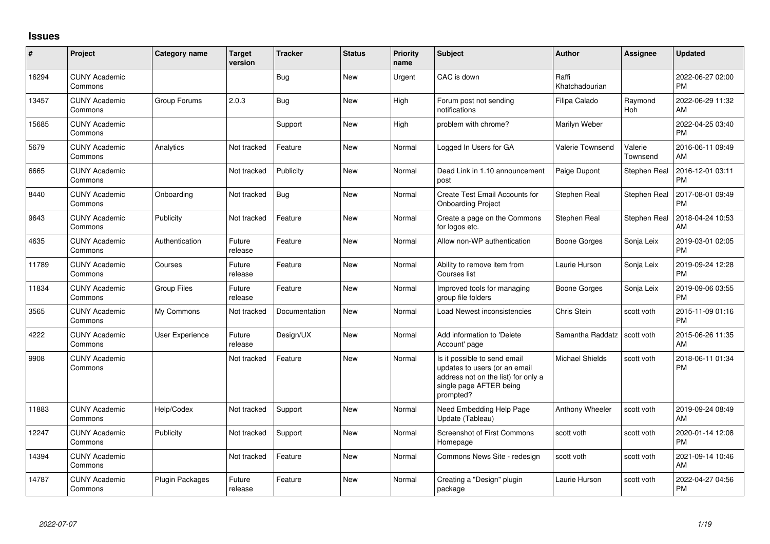## Issues

| # | Project | Category name | Target version | Tracker | Status | Priority name | Subject | Author | Assignee | Updated |
|---|---|---|---|---|---|---|---|---|---|---|
| 16294 | CUNY Academic Commons | | | Bug | New | Urgent | CAC is down | Raffi Khatchadourian | | 2022-06-27 02:00 PM |
| 13457 | CUNY Academic Commons | Group Forums | 2.0.3 | Bug | New | High | Forum post not sending notifications | Filipa Calado | Raymond Hoh | 2022-06-29 11:32 AM |
| 15685 | CUNY Academic Commons | | | Support | New | High | problem with chrome? | Marilyn Weber | | 2022-04-25 03:40 PM |
| 5679 | CUNY Academic Commons | Analytics | Not tracked | Feature | New | Normal | Logged In Users for GA | Valerie Townsend | Valerie Townsend | 2016-06-11 09:49 AM |
| 6665 | CUNY Academic Commons | | Not tracked | Publicity | New | Normal | Dead Link in 1.10 announcement post | Paige Dupont | Stephen Real | 2016-12-01 03:11 PM |
| 8440 | CUNY Academic Commons | Onboarding | Not tracked | Bug | New | Normal | Create Test Email Accounts for Onboarding Project | Stephen Real | Stephen Real | 2017-08-01 09:49 PM |
| 9643 | CUNY Academic Commons | Publicity | Not tracked | Feature | New | Normal | Create a page on the Commons for logos etc. | Stephen Real | Stephen Real | 2018-04-24 10:53 AM |
| 4635 | CUNY Academic Commons | Authentication | Future release | Feature | New | Normal | Allow non-WP authentication | Boone Gorges | Sonja Leix | 2019-03-01 02:05 PM |
| 11789 | CUNY Academic Commons | Courses | Future release | Feature | New | Normal | Ability to remove item from Courses list | Laurie Hurson | Sonja Leix | 2019-09-24 12:28 PM |
| 11834 | CUNY Academic Commons | Group Files | Future release | Feature | New | Normal | Improved tools for managing group file folders | Boone Gorges | Sonja Leix | 2019-09-06 03:55 PM |
| 3565 | CUNY Academic Commons | My Commons | Not tracked | Documentation | New | Normal | Load Newest inconsistencies | Chris Stein | scott voth | 2015-11-09 01:16 PM |
| 4222 | CUNY Academic Commons | User Experience | Future release | Design/UX | New | Normal | Add information to 'Delete Account' page | Samantha Raddatz | scott voth | 2015-06-26 11:35 AM |
| 9908 | CUNY Academic Commons | | Not tracked | Feature | New | Normal | Is it possible to send email updates to users (or an email address not on the list) for only a single page AFTER being prompted? | Michael Shields | scott voth | 2018-06-11 01:34 PM |
| 11883 | CUNY Academic Commons | Help/Codex | Not tracked | Support | New | Normal | Need Embedding Help Page Update (Tableau) | Anthony Wheeler | scott voth | 2019-09-24 08:49 AM |
| 12247 | CUNY Academic Commons | Publicity | Not tracked | Support | New | Normal | Screenshot of First Commons Homepage | scott voth | scott voth | 2020-01-14 12:08 PM |
| 14394 | CUNY Academic Commons | | Not tracked | Feature | New | Normal | Commons News Site - redesign | scott voth | scott voth | 2021-09-14 10:46 AM |
| 14787 | CUNY Academic Commons | Plugin Packages | Future release | Feature | New | Normal | Creating a "Design" plugin package | Laurie Hurson | scott voth | 2022-04-27 04:56 PM |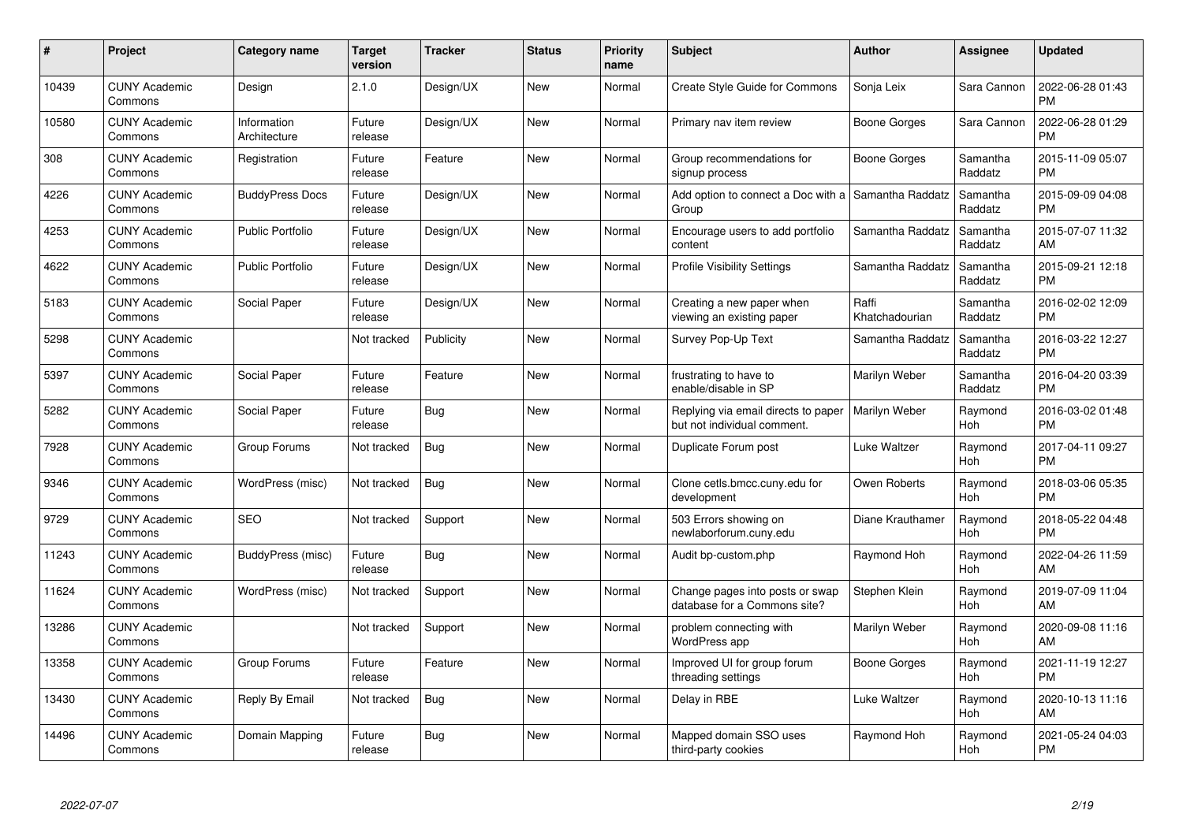| # | Project | Category name | Target version | Tracker | Status | Priority name | Subject | Author | Assignee | Updated |
|---|---|---|---|---|---|---|---|---|---|---|
| 10439 | CUNY Academic Commons | Design | 2.1.0 | Design/UX | New | Normal | Create Style Guide for Commons | Sonja Leix | Sara Cannon | 2022-06-28 01:43 PM |
| 10580 | CUNY Academic Commons | Information Architecture | Future release | Design/UX | New | Normal | Primary nav item review | Boone Gorges | Sara Cannon | 2022-06-28 01:29 PM |
| 308 | CUNY Academic Commons | Registration | Future release | Feature | New | Normal | Group recommendations for signup process | Boone Gorges | Samantha Raddatz | 2015-11-09 05:07 PM |
| 4226 | CUNY Academic Commons | BuddyPress Docs | Future release | Design/UX | New | Normal | Add option to connect a Doc with a Group | Samantha Raddatz | Samantha Raddatz | 2015-09-09 04:08 PM |
| 4253 | CUNY Academic Commons | Public Portfolio | Future release | Design/UX | New | Normal | Encourage users to add portfolio content | Samantha Raddatz | Samantha Raddatz | 2015-07-07 11:32 AM |
| 4622 | CUNY Academic Commons | Public Portfolio | Future release | Design/UX | New | Normal | Profile Visibility Settings | Samantha Raddatz | Samantha Raddatz | 2015-09-21 12:18 PM |
| 5183 | CUNY Academic Commons | Social Paper | Future release | Design/UX | New | Normal | Creating a new paper when viewing an existing paper | Raffi Khatchadourian | Samantha Raddatz | 2016-02-02 12:09 PM |
| 5298 | CUNY Academic Commons | | Not tracked | Publicity | New | Normal | Survey Pop-Up Text | Samantha Raddatz | Samantha Raddatz | 2016-03-22 12:27 PM |
| 5397 | CUNY Academic Commons | Social Paper | Future release | Feature | New | Normal | frustrating to have to enable/disable in SP | Marilyn Weber | Samantha Raddatz | 2016-04-20 03:39 PM |
| 5282 | CUNY Academic Commons | Social Paper | Future release | Bug | New | Normal | Replying via email directs to paper but not individual comment. | Marilyn Weber | Raymond Hoh | 2016-03-02 01:48 PM |
| 7928 | CUNY Academic Commons | Group Forums | Not tracked | Bug | New | Normal | Duplicate Forum post | Luke Waltzer | Raymond Hoh | 2017-04-11 09:27 PM |
| 9346 | CUNY Academic Commons | WordPress (misc) | Not tracked | Bug | New | Normal | Clone cetls.bmcc.cuny.edu for development | Owen Roberts | Raymond Hoh | 2018-03-06 05:35 PM |
| 9729 | CUNY Academic Commons | SEO | Not tracked | Support | New | Normal | 503 Errors showing on newlaborforum.cuny.edu | Diane Krauthamer | Raymond Hoh | 2018-05-22 04:48 PM |
| 11243 | CUNY Academic Commons | BuddyPress (misc) | Future release | Bug | New | Normal | Audit bp-custom.php | Raymond Hoh | Raymond Hoh | 2022-04-26 11:59 AM |
| 11624 | CUNY Academic Commons | WordPress (misc) | Not tracked | Support | New | Normal | Change pages into posts or swap database for a Commons site? | Stephen Klein | Raymond Hoh | 2019-07-09 11:04 AM |
| 13286 | CUNY Academic Commons | | Not tracked | Support | New | Normal | problem connecting with WordPress app | Marilyn Weber | Raymond Hoh | 2020-09-08 11:16 AM |
| 13358 | CUNY Academic Commons | Group Forums | Future release | Feature | New | Normal | Improved UI for group forum threading settings | Boone Gorges | Raymond Hoh | 2021-11-19 12:27 PM |
| 13430 | CUNY Academic Commons | Reply By Email | Not tracked | Bug | New | Normal | Delay in RBE | Luke Waltzer | Raymond Hoh | 2020-10-13 11:16 AM |
| 14496 | CUNY Academic Commons | Domain Mapping | Future release | Bug | New | Normal | Mapped domain SSO uses third-party cookies | Raymond Hoh | Raymond Hoh | 2021-05-24 04:03 PM |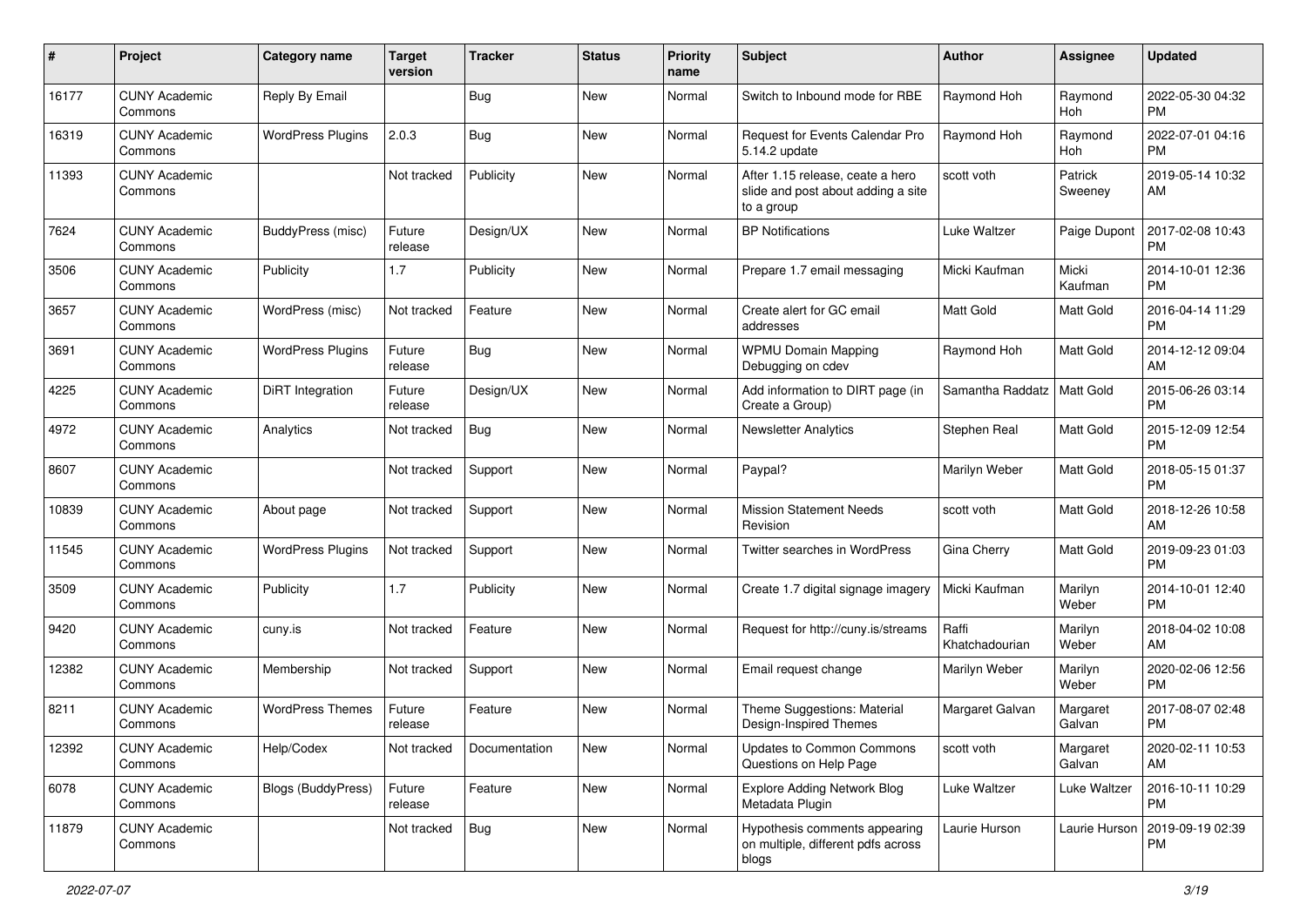| # | Project | Category name | Target version | Tracker | Status | Priority name | Subject | Author | Assignee | Updated |
|---|---|---|---|---|---|---|---|---|---|---|
| 16177 | CUNY Academic Commons | Reply By Email | | Bug | New | Normal | Switch to Inbound mode for RBE | Raymond Hoh | Raymond Hoh | 2022-05-30 04:32 PM |
| 16319 | CUNY Academic Commons | WordPress Plugins | 2.0.3 | Bug | New | Normal | Request for Events Calendar Pro 5.14.2 update | Raymond Hoh | Raymond Hoh | 2022-07-01 04:16 PM |
| 11393 | CUNY Academic Commons | | Not tracked | Publicity | New | Normal | After 1.15 release, ceate a hero slide and post about adding a site to a group | scott voth | Patrick Sweeney | 2019-05-14 10:32 AM |
| 7624 | CUNY Academic Commons | BuddyPress (misc) | Future release | Design/UX | New | Normal | BP Notifications | Luke Waltzer | Paige Dupont | 2017-02-08 10:43 PM |
| 3506 | CUNY Academic Commons | Publicity | 1.7 | Publicity | New | Normal | Prepare 1.7 email messaging | Micki Kaufman | Micki Kaufman | 2014-10-01 12:36 PM |
| 3657 | CUNY Academic Commons | WordPress (misc) | Not tracked | Feature | New | Normal | Create alert for GC email addresses | Matt Gold | Matt Gold | 2016-04-14 11:29 PM |
| 3691 | CUNY Academic Commons | WordPress Plugins | Future release | Bug | New | Normal | WPMU Domain Mapping Debugging on cdev | Raymond Hoh | Matt Gold | 2014-12-12 09:04 AM |
| 4225 | CUNY Academic Commons | DiRT Integration | Future release | Design/UX | New | Normal | Add information to DIRT page (in Create a Group) | Samantha Raddatz | Matt Gold | 2015-06-26 03:14 PM |
| 4972 | CUNY Academic Commons | Analytics | Not tracked | Bug | New | Normal | Newsletter Analytics | Stephen Real | Matt Gold | 2015-12-09 12:54 PM |
| 8607 | CUNY Academic Commons | | Not tracked | Support | New | Normal | Paypal? | Marilyn Weber | Matt Gold | 2018-05-15 01:37 PM |
| 10839 | CUNY Academic Commons | About page | Not tracked | Support | New | Normal | Mission Statement Needs Revision | scott voth | Matt Gold | 2018-12-26 10:58 AM |
| 11545 | CUNY Academic Commons | WordPress Plugins | Not tracked | Support | New | Normal | Twitter searches in WordPress | Gina Cherry | Matt Gold | 2019-09-23 01:03 PM |
| 3509 | CUNY Academic Commons | Publicity | 1.7 | Publicity | New | Normal | Create 1.7 digital signage imagery | Micki Kaufman | Marilyn Weber | 2014-10-01 12:40 PM |
| 9420 | CUNY Academic Commons | cuny.is | Not tracked | Feature | New | Normal | Request for http://cuny.is/streams | Raffi Khatchadourian | Marilyn Weber | 2018-04-02 10:08 AM |
| 12382 | CUNY Academic Commons | Membership | Not tracked | Support | New | Normal | Email request change | Marilyn Weber | Marilyn Weber | 2020-02-06 12:56 PM |
| 8211 | CUNY Academic Commons | WordPress Themes | Future release | Feature | New | Normal | Theme Suggestions: Material Design-Inspired Themes | Margaret Galvan | Margaret Galvan | 2017-08-07 02:48 PM |
| 12392 | CUNY Academic Commons | Help/Codex | Not tracked | Documentation | New | Normal | Updates to Common Commons Questions on Help Page | scott voth | Margaret Galvan | 2020-02-11 10:53 AM |
| 6078 | CUNY Academic Commons | Blogs (BuddyPress) | Future release | Feature | New | Normal | Explore Adding Network Blog Metadata Plugin | Luke Waltzer | Luke Waltzer | 2016-10-11 10:29 PM |
| 11879 | CUNY Academic Commons | | Not tracked | Bug | New | Normal | Hypothesis comments appearing on multiple, different pdfs across blogs | Laurie Hurson | Laurie Hurson | 2019-09-19 02:39 PM |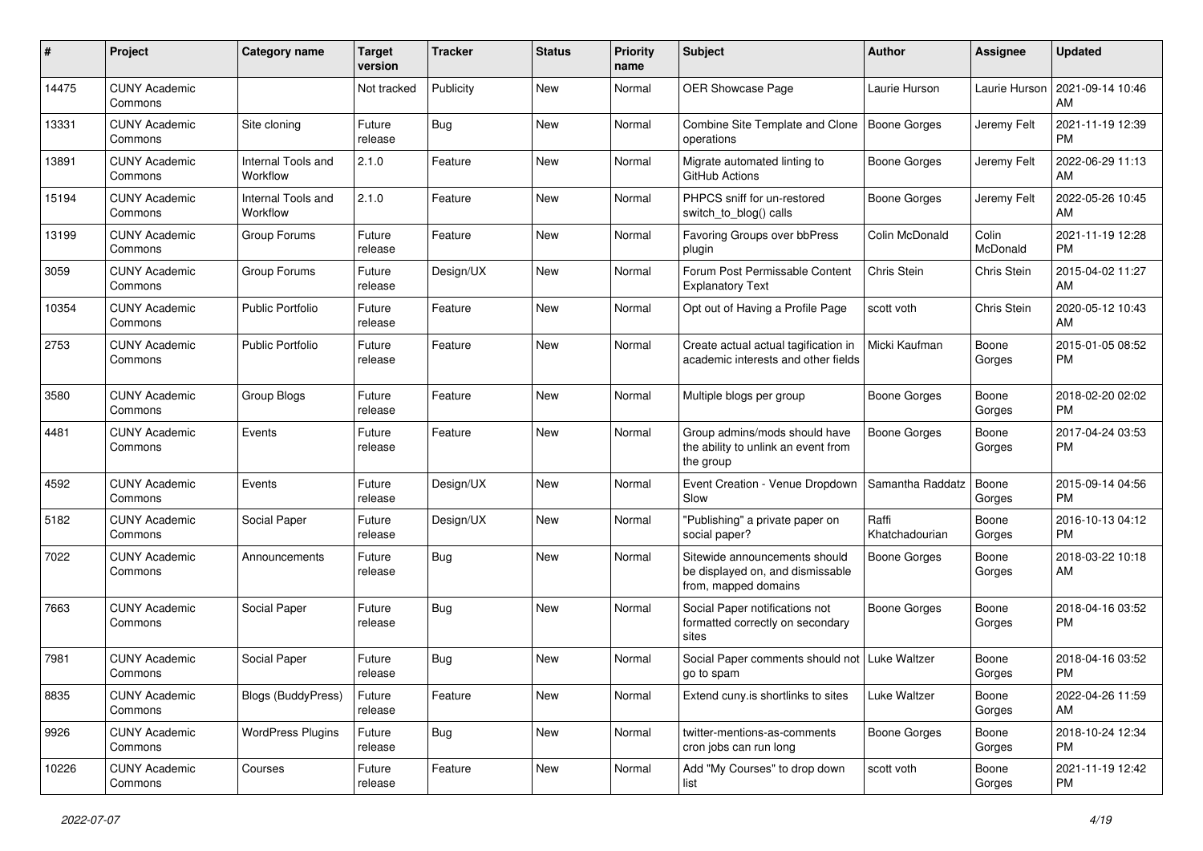| # | Project | Category name | Target version | Tracker | Status | Priority name | Subject | Author | Assignee | Updated |
|---|---|---|---|---|---|---|---|---|---|---|
| 14475 | CUNY Academic Commons | | Not tracked | Publicity | New | Normal | OER Showcase Page | Laurie Hurson | Laurie Hurson | 2021-09-14 10:46 AM |
| 13331 | CUNY Academic Commons | Site cloning | Future release | Bug | New | Normal | Combine Site Template and Clone operations | Boone Gorges | Jeremy Felt | 2021-11-19 12:39 PM |
| 13891 | CUNY Academic Commons | Internal Tools and Workflow | 2.1.0 | Feature | New | Normal | Migrate automated linting to GitHub Actions | Boone Gorges | Jeremy Felt | 2022-06-29 11:13 AM |
| 15194 | CUNY Academic Commons | Internal Tools and Workflow | 2.1.0 | Feature | New | Normal | PHPCS sniff for un-restored switch_to_blog() calls | Boone Gorges | Jeremy Felt | 2022-05-26 10:45 AM |
| 13199 | CUNY Academic Commons | Group Forums | Future release | Feature | New | Normal | Favoring Groups over bbPress plugin | Colin McDonald | Colin McDonald | 2021-11-19 12:28 PM |
| 3059 | CUNY Academic Commons | Group Forums | Future release | Design/UX | New | Normal | Forum Post Permissable Content Explanatory Text | Chris Stein | Chris Stein | 2015-04-02 11:27 AM |
| 10354 | CUNY Academic Commons | Public Portfolio | Future release | Feature | New | Normal | Opt out of Having a Profile Page | scott voth | Chris Stein | 2020-05-12 10:43 AM |
| 2753 | CUNY Academic Commons | Public Portfolio | Future release | Feature | New | Normal | Create actual actual tagification in academic interests and other fields | Micki Kaufman | Boone Gorges | 2015-01-05 08:52 PM |
| 3580 | CUNY Academic Commons | Group Blogs | Future release | Feature | New | Normal | Multiple blogs per group | Boone Gorges | Boone Gorges | 2018-02-20 02:02 PM |
| 4481 | CUNY Academic Commons | Events | Future release | Feature | New | Normal | Group admins/mods should have the ability to unlink an event from the group | Boone Gorges | Boone Gorges | 2017-04-24 03:53 PM |
| 4592 | CUNY Academic Commons | Events | Future release | Design/UX | New | Normal | Event Creation - Venue Dropdown Slow | Samantha Raddatz | Boone Gorges | 2015-09-14 04:56 PM |
| 5182 | CUNY Academic Commons | Social Paper | Future release | Design/UX | New | Normal | "Publishing" a private paper on social paper? | Raffi Khatchadourian | Boone Gorges | 2016-10-13 04:12 PM |
| 7022 | CUNY Academic Commons | Announcements | Future release | Bug | New | Normal | Sitewide announcements should be displayed on, and dismissable from, mapped domains | Boone Gorges | Boone Gorges | 2018-03-22 10:18 AM |
| 7663 | CUNY Academic Commons | Social Paper | Future release | Bug | New | Normal | Social Paper notifications not formatted correctly on secondary sites | Boone Gorges | Boone Gorges | 2018-04-16 03:52 PM |
| 7981 | CUNY Academic Commons | Social Paper | Future release | Bug | New | Normal | Social Paper comments should not go to spam | Luke Waltzer | Boone Gorges | 2018-04-16 03:52 PM |
| 8835 | CUNY Academic Commons | Blogs (BuddyPress) | Future release | Feature | New | Normal | Extend cuny.is shortlinks to sites | Luke Waltzer | Boone Gorges | 2022-04-26 11:59 AM |
| 9926 | CUNY Academic Commons | WordPress Plugins | Future release | Bug | New | Normal | twitter-mentions-as-comments cron jobs can run long | Boone Gorges | Boone Gorges | 2018-10-24 12:34 PM |
| 10226 | CUNY Academic Commons | Courses | Future release | Feature | New | Normal | Add "My Courses" to drop down list | scott voth | Boone Gorges | 2021-11-19 12:42 PM |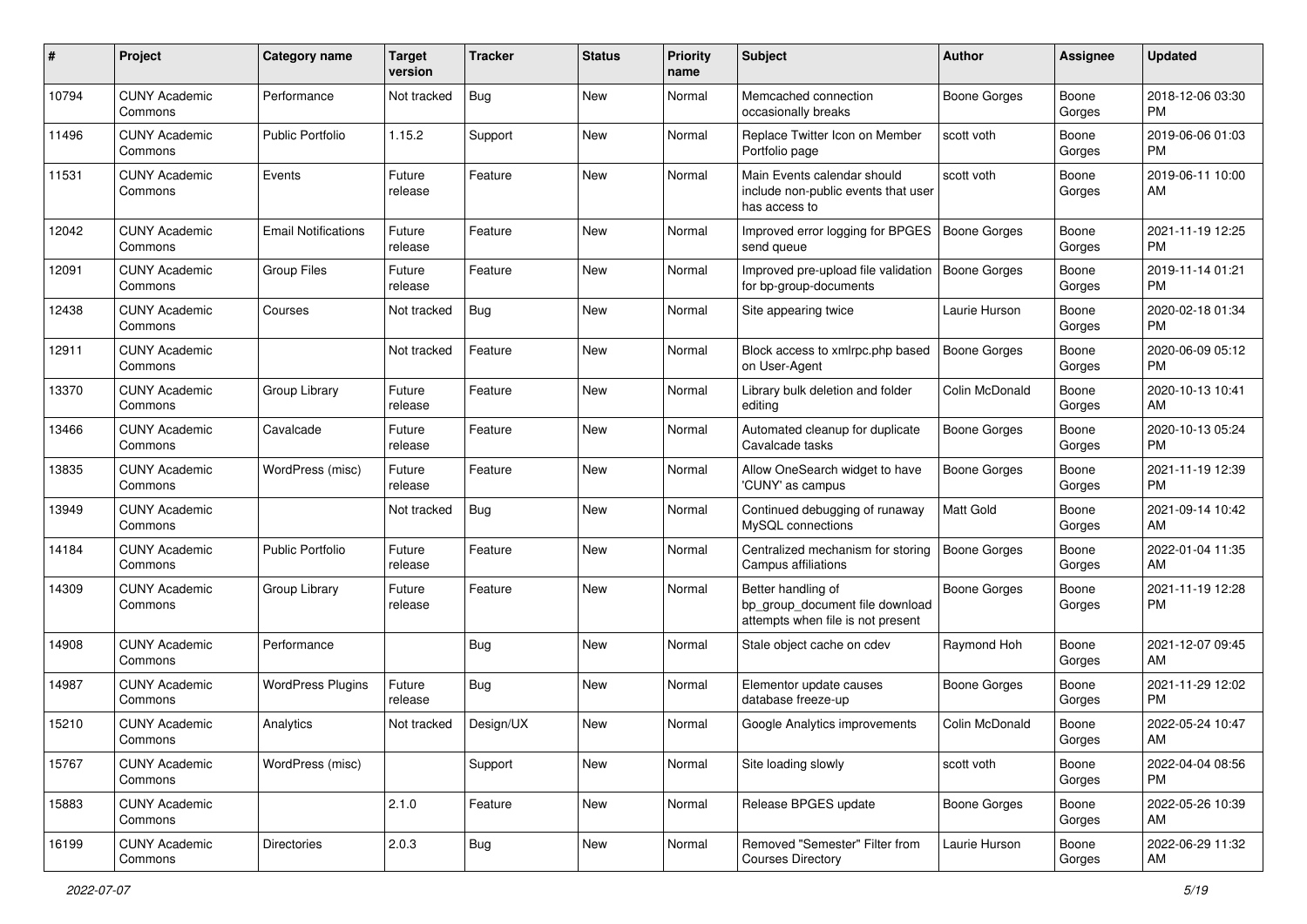| # | Project | Category name | Target version | Tracker | Status | Priority name | Subject | Author | Assignee | Updated |
|---|---|---|---|---|---|---|---|---|---|---|
| 10794 | CUNY Academic Commons | Performance | Not tracked | Bug | New | Normal | Memcached connection occasionally breaks | Boone Gorges | Boone Gorges | 2018-12-06 03:30 PM |
| 11496 | CUNY Academic Commons | Public Portfolio | 1.15.2 | Support | New | Normal | Replace Twitter Icon on Member Portfolio page | scott voth | Boone Gorges | 2019-06-06 01:03 PM |
| 11531 | CUNY Academic Commons | Events | Future release | Feature | New | Normal | Main Events calendar should include non-public events that user has access to | scott voth | Boone Gorges | 2019-06-11 10:00 AM |
| 12042 | CUNY Academic Commons | Email Notifications | Future release | Feature | New | Normal | Improved error logging for BPGES send queue | Boone Gorges | Boone Gorges | 2021-11-19 12:25 PM |
| 12091 | CUNY Academic Commons | Group Files | Future release | Feature | New | Normal | Improved pre-upload file validation for bp-group-documents | Boone Gorges | Boone Gorges | 2019-11-14 01:21 PM |
| 12438 | CUNY Academic Commons | Courses | Not tracked | Bug | New | Normal | Site appearing twice | Laurie Hurson | Boone Gorges | 2020-02-18 01:34 PM |
| 12911 | CUNY Academic Commons | | Not tracked | Feature | New | Normal | Block access to xmlrpc.php based on User-Agent | Boone Gorges | Boone Gorges | 2020-06-09 05:12 PM |
| 13370 | CUNY Academic Commons | Group Library | Future release | Feature | New | Normal | Library bulk deletion and folder editing | Colin McDonald | Boone Gorges | 2020-10-13 10:41 AM |
| 13466 | CUNY Academic Commons | Cavalcade | Future release | Feature | New | Normal | Automated cleanup for duplicate Cavalcade tasks | Boone Gorges | Boone Gorges | 2020-10-13 05:24 PM |
| 13835 | CUNY Academic Commons | WordPress (misc) | Future release | Feature | New | Normal | Allow OneSearch widget to have 'CUNY' as campus | Boone Gorges | Boone Gorges | 2021-11-19 12:39 PM |
| 13949 | CUNY Academic Commons | | Not tracked | Bug | New | Normal | Continued debugging of runaway MySQL connections | Matt Gold | Boone Gorges | 2021-09-14 10:42 AM |
| 14184 | CUNY Academic Commons | Public Portfolio | Future release | Feature | New | Normal | Centralized mechanism for storing Campus affiliations | Boone Gorges | Boone Gorges | 2022-01-04 11:35 AM |
| 14309 | CUNY Academic Commons | Group Library | Future release | Feature | New | Normal | Better handling of bp_group_document file download attempts when file is not present | Boone Gorges | Boone Gorges | 2021-11-19 12:28 PM |
| 14908 | CUNY Academic Commons | Performance | | Bug | New | Normal | Stale object cache on cdev | Raymond Hoh | Boone Gorges | 2021-12-07 09:45 AM |
| 14987 | CUNY Academic Commons | WordPress Plugins | Future release | Bug | New | Normal | Elementor update causes database freeze-up | Boone Gorges | Boone Gorges | 2021-11-29 12:02 PM |
| 15210 | CUNY Academic Commons | Analytics | Not tracked | Design/UX | New | Normal | Google Analytics improvements | Colin McDonald | Boone Gorges | 2022-05-24 10:47 AM |
| 15767 | CUNY Academic Commons | WordPress (misc) | | Support | New | Normal | Site loading slowly | scott voth | Boone Gorges | 2022-04-04 08:56 PM |
| 15883 | CUNY Academic Commons | | 2.1.0 | Feature | New | Normal | Release BPGES update | Boone Gorges | Boone Gorges | 2022-05-26 10:39 AM |
| 16199 | CUNY Academic Commons | Directories | 2.0.3 | Bug | New | Normal | Removed "Semester" Filter from Courses Directory | Laurie Hurson | Boone Gorges | 2022-06-29 11:32 AM |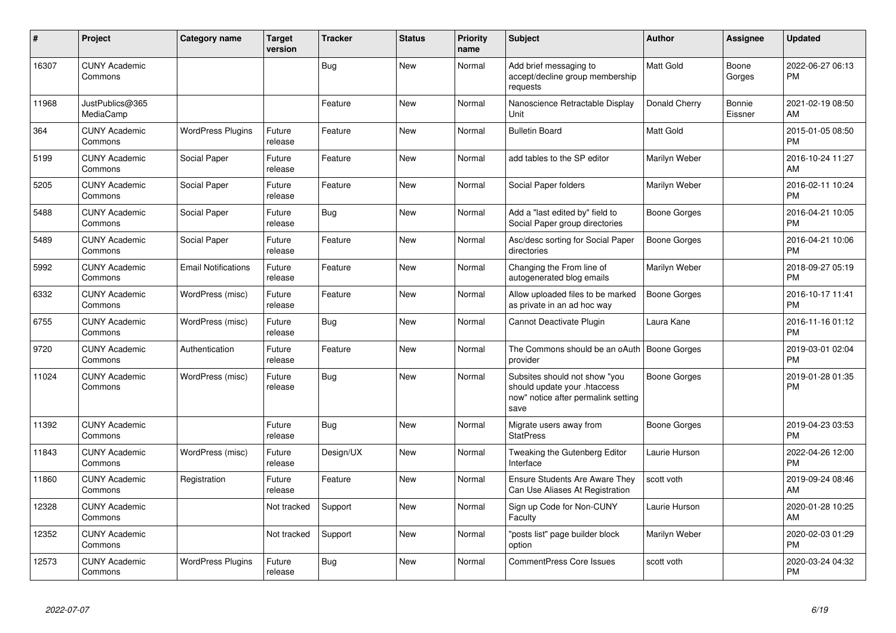| # | Project | Category name | Target version | Tracker | Status | Priority name | Subject | Author | Assignee | Updated |
|---|---|---|---|---|---|---|---|---|---|---|
| 16307 | CUNY Academic Commons | | | Bug | New | Normal | Add brief messaging to accept/decline group membership requests | Matt Gold | Boone Gorges | 2022-06-27 06:13 PM |
| 11968 | JustPublics@365 MediaCamp | | | Feature | New | Normal | Nanoscience Retractable Display Unit | Donald Cherry | Bonnie Eissner | 2021-02-19 08:50 AM |
| 364 | CUNY Academic Commons | WordPress Plugins | Future release | Feature | New | Normal | Bulletin Board | Matt Gold | | 2015-01-05 08:50 PM |
| 5199 | CUNY Academic Commons | Social Paper | Future release | Feature | New | Normal | add tables to the SP editor | Marilyn Weber | | 2016-10-24 11:27 AM |
| 5205 | CUNY Academic Commons | Social Paper | Future release | Feature | New | Normal | Social Paper folders | Marilyn Weber | | 2016-02-11 10:24 PM |
| 5488 | CUNY Academic Commons | Social Paper | Future release | Bug | New | Normal | Add a "last edited by" field to Social Paper group directories | Boone Gorges | | 2016-04-21 10:05 PM |
| 5489 | CUNY Academic Commons | Social Paper | Future release | Feature | New | Normal | Asc/desc sorting for Social Paper directories | Boone Gorges | | 2016-04-21 10:06 PM |
| 5992 | CUNY Academic Commons | Email Notifications | Future release | Feature | New | Normal | Changing the From line of autogenerated blog emails | Marilyn Weber | | 2018-09-27 05:19 PM |
| 6332 | CUNY Academic Commons | WordPress (misc) | Future release | Feature | New | Normal | Allow uploaded files to be marked as private in an ad hoc way | Boone Gorges | | 2016-10-17 11:41 PM |
| 6755 | CUNY Academic Commons | WordPress (misc) | Future release | Bug | New | Normal | Cannot Deactivate Plugin | Laura Kane | | 2016-11-16 01:12 PM |
| 9720 | CUNY Academic Commons | Authentication | Future release | Feature | New | Normal | The Commons should be an oAuth provider | Boone Gorges | | 2019-03-01 02:04 PM |
| 11024 | CUNY Academic Commons | WordPress (misc) | Future release | Bug | New | Normal | Subsites should not show "you should update your .htaccess now" notice after permalink setting save | Boone Gorges | | 2019-01-28 01:35 PM |
| 11392 | CUNY Academic Commons | | Future release | Bug | New | Normal | Migrate users away from StatPress | Boone Gorges | | 2019-04-23 03:53 PM |
| 11843 | CUNY Academic Commons | WordPress (misc) | Future release | Design/UX | New | Normal | Tweaking the Gutenberg Editor Interface | Laurie Hurson | | 2022-04-26 12:00 PM |
| 11860 | CUNY Academic Commons | Registration | Future release | Feature | New | Normal | Ensure Students Are Aware They Can Use Aliases At Registration | scott voth | | 2019-09-24 08:46 AM |
| 12328 | CUNY Academic Commons | | Not tracked | Support | New | Normal | Sign up Code for Non-CUNY Faculty | Laurie Hurson | | 2020-01-28 10:25 AM |
| 12352 | CUNY Academic Commons | | Not tracked | Support | New | Normal | "posts list" page builder block option | Marilyn Weber | | 2020-02-03 01:29 PM |
| 12573 | CUNY Academic Commons | WordPress Plugins | Future release | Bug | New | Normal | CommentPress Core Issues | scott voth | | 2020-03-24 04:32 PM |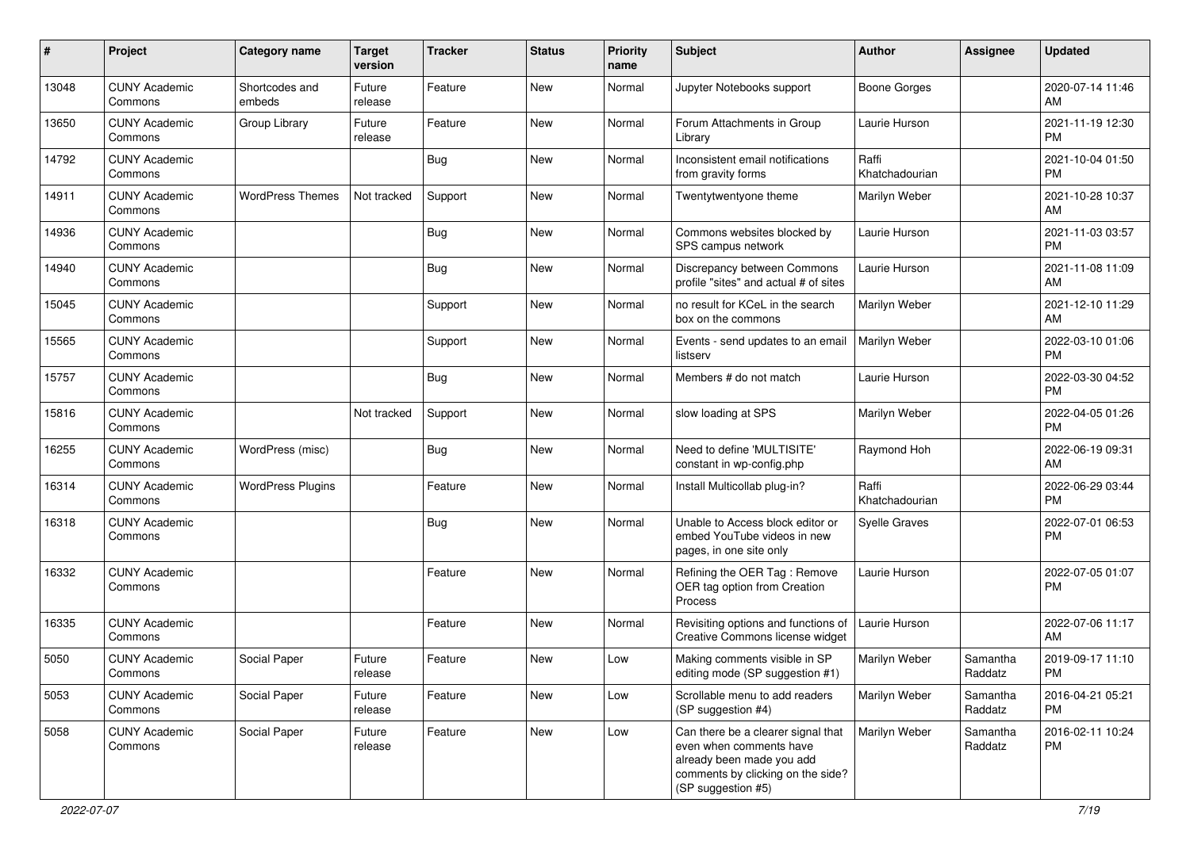| # | Project | Category name | Target version | Tracker | Status | Priority name | Subject | Author | Assignee | Updated |
|---|---|---|---|---|---|---|---|---|---|---|
| 13048 | CUNY Academic Commons | Shortcodes and embeds | Future release | Feature | New | Normal | Jupyter Notebooks support | Boone Gorges | | 2020-07-14 11:46 AM |
| 13650 | CUNY Academic Commons | Group Library | Future release | Feature | New | Normal | Forum Attachments in Group Library | Laurie Hurson | | 2021-11-19 12:30 PM |
| 14792 | CUNY Academic Commons | | | Bug | New | Normal | Inconsistent email notifications from gravity forms | Raffi Khatchadourian | | 2021-10-04 01:50 PM |
| 14911 | CUNY Academic Commons | WordPress Themes | Not tracked | Support | New | Normal | Twentytwentyone theme | Marilyn Weber | | 2021-10-28 10:37 AM |
| 14936 | CUNY Academic Commons | | | Bug | New | Normal | Commons websites blocked by SPS campus network | Laurie Hurson | | 2021-11-03 03:57 PM |
| 14940 | CUNY Academic Commons | | | Bug | New | Normal | Discrepancy between Commons profile "sites" and actual # of sites | Laurie Hurson | | 2021-11-08 11:09 AM |
| 15045 | CUNY Academic Commons | | | Support | New | Normal | no result for KCeL in the search box on the commons | Marilyn Weber | | 2021-12-10 11:29 AM |
| 15565 | CUNY Academic Commons | | | Support | New | Normal | Events - send updates to an email listserv | Marilyn Weber | | 2022-03-10 01:06 PM |
| 15757 | CUNY Academic Commons | | | Bug | New | Normal | Members # do not match | Laurie Hurson | | 2022-03-30 04:52 PM |
| 15816 | CUNY Academic Commons | | Not tracked | Support | New | Normal | slow loading at SPS | Marilyn Weber | | 2022-04-05 01:26 PM |
| 16255 | CUNY Academic Commons | WordPress (misc) | | Bug | New | Normal | Need to define 'MULTISITE' constant in wp-config.php | Raymond Hoh | | 2022-06-19 09:31 AM |
| 16314 | CUNY Academic Commons | WordPress Plugins | | Feature | New | Normal | Install Multicollab plug-in? | Raffi Khatchadourian | | 2022-06-29 03:44 PM |
| 16318 | CUNY Academic Commons | | | Bug | New | Normal | Unable to Access block editor or embed YouTube videos in new pages, in one site only | Syelle Graves | | 2022-07-01 06:53 PM |
| 16332 | CUNY Academic Commons | | | Feature | New | Normal | Refining the OER Tag : Remove OER tag option from Creation Process | Laurie Hurson | | 2022-07-05 01:07 PM |
| 16335 | CUNY Academic Commons | | | Feature | New | Normal | Revisiting options and functions of Creative Commons license widget | Laurie Hurson | | 2022-07-06 11:17 AM |
| 5050 | CUNY Academic Commons | Social Paper | Future release | Feature | New | Low | Making comments visible in SP editing mode (SP suggestion #1) | Marilyn Weber | Samantha Raddatz | 2019-09-17 11:10 PM |
| 5053 | CUNY Academic Commons | Social Paper | Future release | Feature | New | Low | Scrollable menu to add readers (SP suggestion #4) | Marilyn Weber | Samantha Raddatz | 2016-04-21 05:21 PM |
| 5058 | CUNY Academic Commons | Social Paper | Future release | Feature | New | Low | Can there be a clearer signal that even when comments have already been made you add comments by clicking on the side? (SP suggestion #5) | Marilyn Weber | Samantha Raddatz | 2016-02-11 10:24 PM |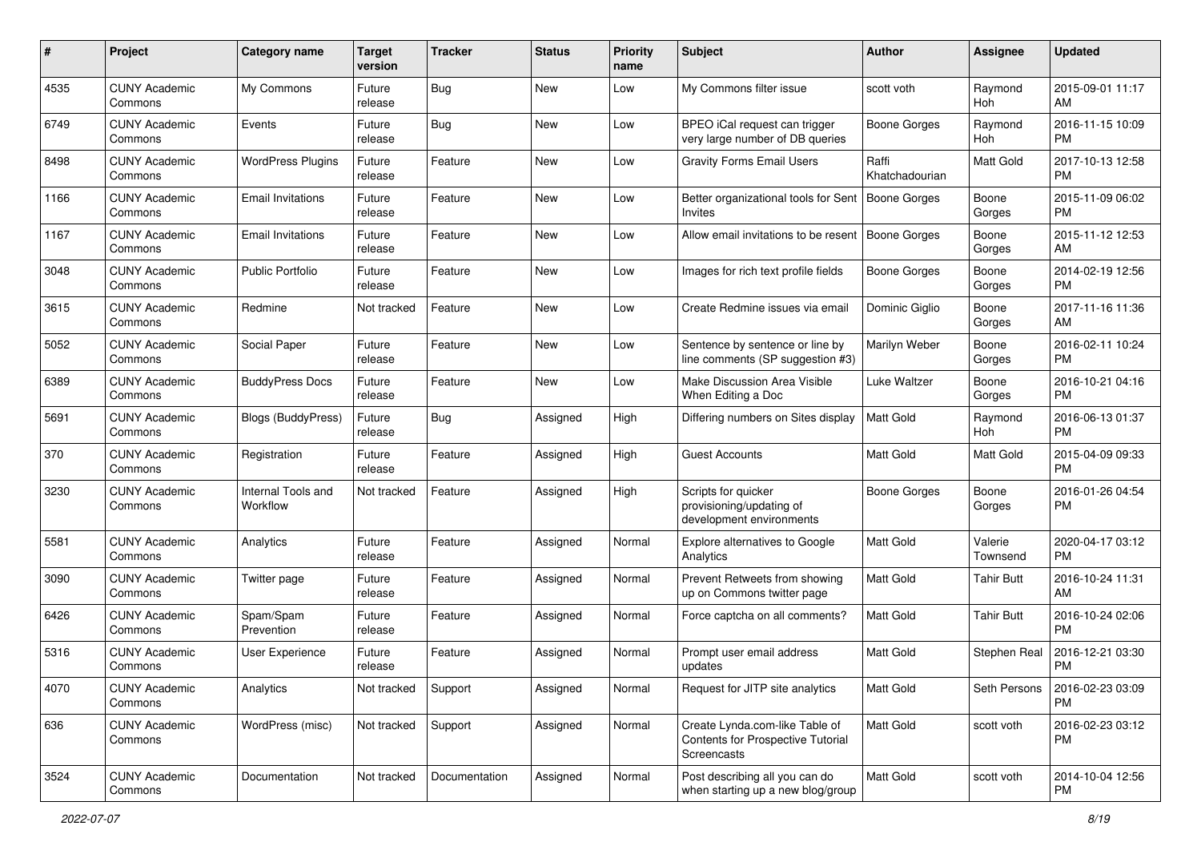| # | Project | Category name | Target version | Tracker | Status | Priority name | Subject | Author | Assignee | Updated |
|---|---|---|---|---|---|---|---|---|---|---|
| 4535 | CUNY Academic Commons | My Commons | Future release | Bug | New | Low | My Commons filter issue | scott voth | Raymond Hoh | 2015-09-01 11:17 AM |
| 6749 | CUNY Academic Commons | Events | Future release | Bug | New | Low | BPEO iCal request can trigger very large number of DB queries | Boone Gorges | Raymond Hoh | 2016-11-15 10:09 PM |
| 8498 | CUNY Academic Commons | WordPress Plugins | Future release | Feature | New | Low | Gravity Forms Email Users | Raffi Khatchadourian | Matt Gold | 2017-10-13 12:58 PM |
| 1166 | CUNY Academic Commons | Email Invitations | Future release | Feature | New | Low | Better organizational tools for Sent Invites | Boone Gorges | Boone Gorges | 2015-11-09 06:02 PM |
| 1167 | CUNY Academic Commons | Email Invitations | Future release | Feature | New | Low | Allow email invitations to be resent | Boone Gorges | Boone Gorges | 2015-11-12 12:53 AM |
| 3048 | CUNY Academic Commons | Public Portfolio | Future release | Feature | New | Low | Images for rich text profile fields | Boone Gorges | Boone Gorges | 2014-02-19 12:56 PM |
| 3615 | CUNY Academic Commons | Redmine | Not tracked | Feature | New | Low | Create Redmine issues via email | Dominic Giglio | Boone Gorges | 2017-11-16 11:36 AM |
| 5052 | CUNY Academic Commons | Social Paper | Future release | Feature | New | Low | Sentence by sentence or line by line comments (SP suggestion #3) | Marilyn Weber | Boone Gorges | 2016-02-11 10:24 PM |
| 6389 | CUNY Academic Commons | BuddyPress Docs | Future release | Feature | New | Low | Make Discussion Area Visible When Editing a Doc | Luke Waltzer | Boone Gorges | 2016-10-21 04:16 PM |
| 5691 | CUNY Academic Commons | Blogs (BuddyPress) | Future release | Bug | Assigned | High | Differing numbers on Sites display | Matt Gold | Raymond Hoh | 2016-06-13 01:37 PM |
| 370 | CUNY Academic Commons | Registration | Future release | Feature | Assigned | High | Guest Accounts | Matt Gold | Matt Gold | 2015-04-09 09:33 PM |
| 3230 | CUNY Academic Commons | Internal Tools and Workflow | Not tracked | Feature | Assigned | High | Scripts for quicker provisioning/updating of development environments | Boone Gorges | Boone Gorges | 2016-01-26 04:54 PM |
| 5581 | CUNY Academic Commons | Analytics | Future release | Feature | Assigned | Normal | Explore alternatives to Google Analytics | Matt Gold | Valerie Townsend | 2020-04-17 03:12 PM |
| 3090 | CUNY Academic Commons | Twitter page | Future release | Feature | Assigned | Normal | Prevent Retweets from showing up on Commons twitter page | Matt Gold | Tahir Butt | 2016-10-24 11:31 AM |
| 6426 | CUNY Academic Commons | Spam/Spam Prevention | Future release | Feature | Assigned | Normal | Force captcha on all comments? | Matt Gold | Tahir Butt | 2016-10-24 02:06 PM |
| 5316 | CUNY Academic Commons | User Experience | Future release | Feature | Assigned | Normal | Prompt user email address updates | Matt Gold | Stephen Real | 2016-12-21 03:30 PM |
| 4070 | CUNY Academic Commons | Analytics | Not tracked | Support | Assigned | Normal | Request for JITP site analytics | Matt Gold | Seth Persons | 2016-02-23 03:09 PM |
| 636 | CUNY Academic Commons | WordPress (misc) | Not tracked | Support | Assigned | Normal | Create Lynda.com-like Table of Contents for Prospective Tutorial Screencasts | Matt Gold | scott voth | 2016-02-23 03:12 PM |
| 3524 | CUNY Academic Commons | Documentation | Not tracked | Documentation | Assigned | Normal | Post describing all you can do when starting up a new blog/group | Matt Gold | scott voth | 2014-10-04 12:56 PM |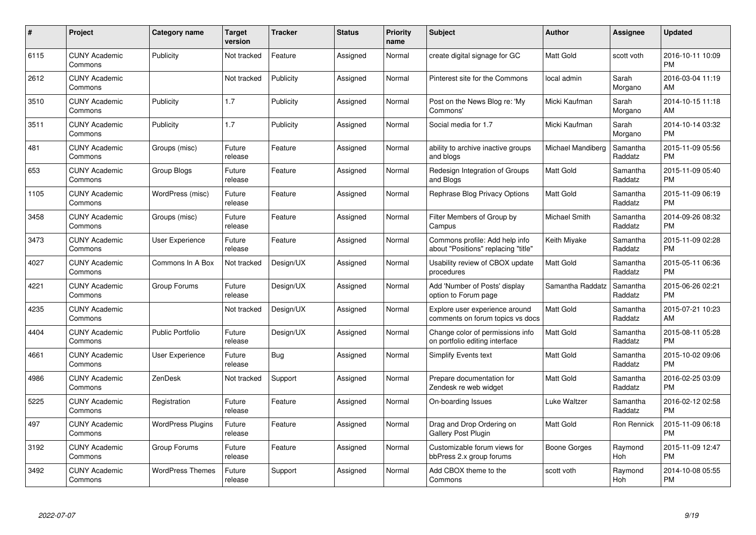| # | Project | Category name | Target version | Tracker | Status | Priority name | Subject | Author | Assignee | Updated |
|---|---|---|---|---|---|---|---|---|---|---|
| 6115 | CUNY Academic Commons | Publicity | Not tracked | Feature | Assigned | Normal | create digital signage for GC | Matt Gold | scott voth | 2016-10-11 10:09 PM |
| 2612 | CUNY Academic Commons | | Not tracked | Publicity | Assigned | Normal | Pinterest site for the Commons | local admin | Sarah Morgano | 2016-03-04 11:19 AM |
| 3510 | CUNY Academic Commons | Publicity | 1.7 | Publicity | Assigned | Normal | Post on the News Blog re: 'My Commons' | Micki Kaufman | Sarah Morgano | 2014-10-15 11:18 AM |
| 3511 | CUNY Academic Commons | Publicity | 1.7 | Publicity | Assigned | Normal | Social media for 1.7 | Micki Kaufman | Sarah Morgano | 2014-10-14 03:32 PM |
| 481 | CUNY Academic Commons | Groups (misc) | Future release | Feature | Assigned | Normal | ability to archive inactive groups and blogs | Michael Mandiberg | Samantha Raddatz | 2015-11-09 05:56 PM |
| 653 | CUNY Academic Commons | Group Blogs | Future release | Feature | Assigned | Normal | Redesign Integration of Groups and Blogs | Matt Gold | Samantha Raddatz | 2015-11-09 05:40 PM |
| 1105 | CUNY Academic Commons | WordPress (misc) | Future release | Feature | Assigned | Normal | Rephrase Blog Privacy Options | Matt Gold | Samantha Raddatz | 2015-11-09 06:19 PM |
| 3458 | CUNY Academic Commons | Groups (misc) | Future release | Feature | Assigned | Normal | Filter Members of Group by Campus | Michael Smith | Samantha Raddatz | 2014-09-26 08:32 PM |
| 3473 | CUNY Academic Commons | User Experience | Future release | Feature | Assigned | Normal | Commons profile: Add help info about "Positions" replacing "title" | Keith Miyake | Samantha Raddatz | 2015-11-09 02:28 PM |
| 4027 | CUNY Academic Commons | Commons In A Box | Not tracked | Design/UX | Assigned | Normal | Usability review of CBOX update procedures | Matt Gold | Samantha Raddatz | 2015-05-11 06:36 PM |
| 4221 | CUNY Academic Commons | Group Forums | Future release | Design/UX | Assigned | Normal | Add 'Number of Posts' display option to Forum page | Samantha Raddatz | Samantha Raddatz | 2015-06-26 02:21 PM |
| 4235 | CUNY Academic Commons | | Not tracked | Design/UX | Assigned | Normal | Explore user experience around comments on forum topics vs docs | Matt Gold | Samantha Raddatz | 2015-07-21 10:23 AM |
| 4404 | CUNY Academic Commons | Public Portfolio | Future release | Design/UX | Assigned | Normal | Change color of permissions info on portfolio editing interface | Matt Gold | Samantha Raddatz | 2015-08-11 05:28 PM |
| 4661 | CUNY Academic Commons | User Experience | Future release | Bug | Assigned | Normal | Simplify Events text | Matt Gold | Samantha Raddatz | 2015-10-02 09:06 PM |
| 4986 | CUNY Academic Commons | ZenDesk | Not tracked | Support | Assigned | Normal | Prepare documentation for Zendesk re web widget | Matt Gold | Samantha Raddatz | 2016-02-25 03:09 PM |
| 5225 | CUNY Academic Commons | Registration | Future release | Feature | Assigned | Normal | On-boarding Issues | Luke Waltzer | Samantha Raddatz | 2016-02-12 02:58 PM |
| 497 | CUNY Academic Commons | WordPress Plugins | Future release | Feature | Assigned | Normal | Drag and Drop Ordering on Gallery Post Plugin | Matt Gold | Ron Rennick | 2015-11-09 06:18 PM |
| 3192 | CUNY Academic Commons | Group Forums | Future release | Feature | Assigned | Normal | Customizable forum views for bbPress 2.x group forums | Boone Gorges | Raymond Hoh | 2015-11-09 12:47 PM |
| 3492 | CUNY Academic Commons | WordPress Themes | Future release | Support | Assigned | Normal | Add CBOX theme to the Commons | scott voth | Raymond Hoh | 2014-10-08 05:55 PM |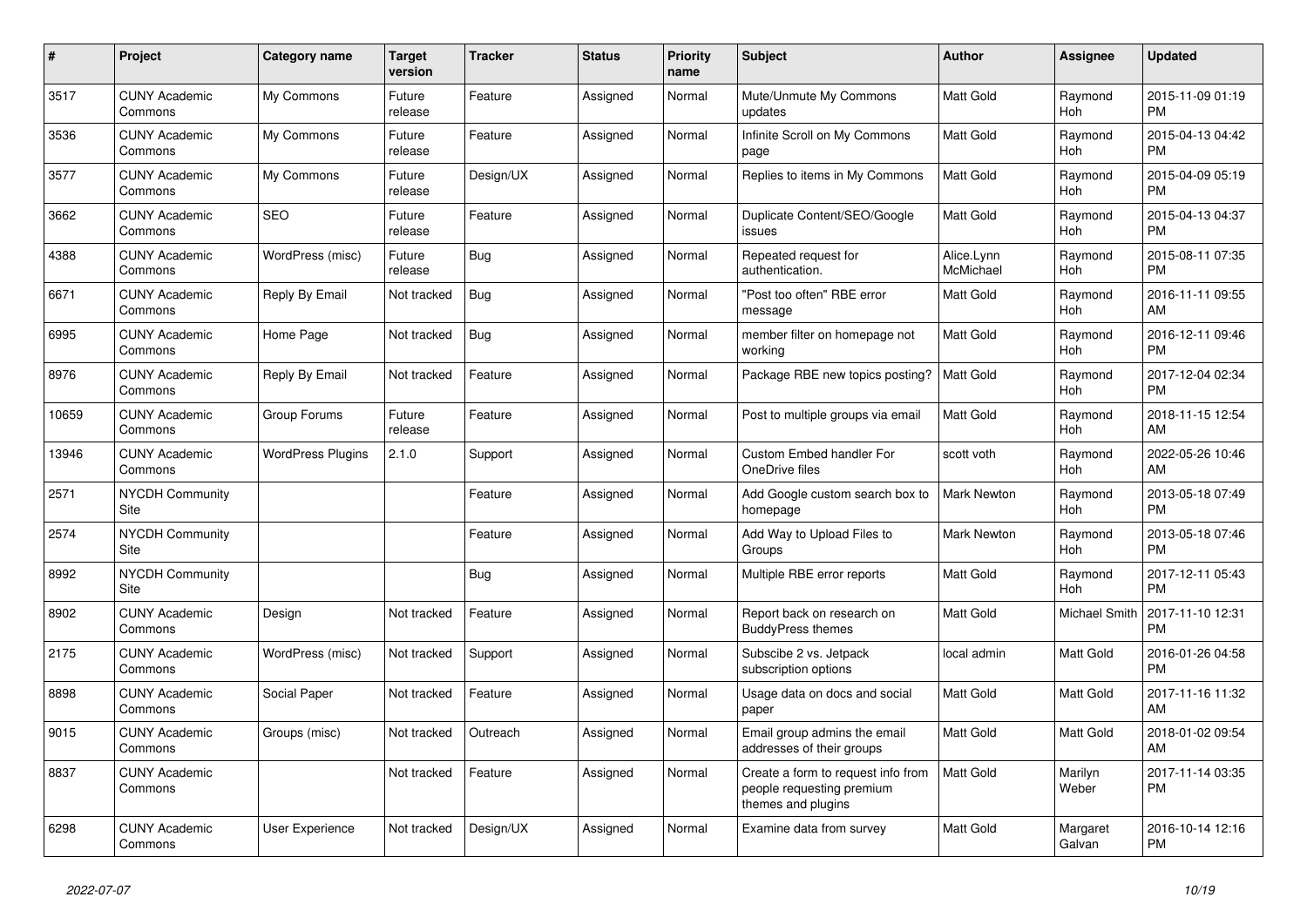| # | Project | Category name | Target version | Tracker | Status | Priority name | Subject | Author | Assignee | Updated |
|---|---|---|---|---|---|---|---|---|---|---|
| 3517 | CUNY Academic Commons | My Commons | Future release | Feature | Assigned | Normal | Mute/Unmute My Commons updates | Matt Gold | Raymond Hoh | 2015-11-09 01:19 PM |
| 3536 | CUNY Academic Commons | My Commons | Future release | Feature | Assigned | Normal | Infinite Scroll on My Commons page | Matt Gold | Raymond Hoh | 2015-04-13 04:42 PM |
| 3577 | CUNY Academic Commons | My Commons | Future release | Design/UX | Assigned | Normal | Replies to items in My Commons | Matt Gold | Raymond Hoh | 2015-04-09 05:19 PM |
| 3662 | CUNY Academic Commons | SEO | Future release | Feature | Assigned | Normal | Duplicate Content/SEO/Google issues | Matt Gold | Raymond Hoh | 2015-04-13 04:37 PM |
| 4388 | CUNY Academic Commons | WordPress (misc) | Future release | Bug | Assigned | Normal | Repeated request for authentication. | Alice.Lynn McMichael | Raymond Hoh | 2015-08-11 07:35 PM |
| 6671 | CUNY Academic Commons | Reply By Email | Not tracked | Bug | Assigned | Normal | "Post too often" RBE error message | Matt Gold | Raymond Hoh | 2016-11-11 09:55 AM |
| 6995 | CUNY Academic Commons | Home Page | Not tracked | Bug | Assigned | Normal | member filter on homepage not working | Matt Gold | Raymond Hoh | 2016-12-11 09:46 PM |
| 8976 | CUNY Academic Commons | Reply By Email | Not tracked | Feature | Assigned | Normal | Package RBE new topics posting? | Matt Gold | Raymond Hoh | 2017-12-04 02:34 PM |
| 10659 | CUNY Academic Commons | Group Forums | Future release | Feature | Assigned | Normal | Post to multiple groups via email | Matt Gold | Raymond Hoh | 2018-11-15 12:54 AM |
| 13946 | CUNY Academic Commons | WordPress Plugins | 2.1.0 | Support | Assigned | Normal | Custom Embed handler For OneDrive files | scott voth | Raymond Hoh | 2022-05-26 10:46 AM |
| 2571 | NYCDH Community Site | | | Feature | Assigned | Normal | Add Google custom search box to homepage | Mark Newton | Raymond Hoh | 2013-05-18 07:49 PM |
| 2574 | NYCDH Community Site | | | Feature | Assigned | Normal | Add Way to Upload Files to Groups | Mark Newton | Raymond Hoh | 2013-05-18 07:46 PM |
| 8992 | NYCDH Community Site | | | Bug | Assigned | Normal | Multiple RBE error reports | Matt Gold | Raymond Hoh | 2017-12-11 05:43 PM |
| 8902 | CUNY Academic Commons | Design | Not tracked | Feature | Assigned | Normal | Report back on research on BuddyPress themes | Matt Gold | Michael Smith | 2017-11-10 12:31 PM |
| 2175 | CUNY Academic Commons | WordPress (misc) | Not tracked | Support | Assigned | Normal | Subscibe 2 vs. Jetpack subscription options | local admin | Matt Gold | 2016-01-26 04:58 PM |
| 8898 | CUNY Academic Commons | Social Paper | Not tracked | Feature | Assigned | Normal | Usage data on docs and social paper | Matt Gold | Matt Gold | 2017-11-16 11:32 AM |
| 9015 | CUNY Academic Commons | Groups (misc) | Not tracked | Outreach | Assigned | Normal | Email group admins the email addresses of their groups | Matt Gold | Matt Gold | 2018-01-02 09:54 AM |
| 8837 | CUNY Academic Commons | | Not tracked | Feature | Assigned | Normal | Create a form to request info from people requesting premium themes and plugins | Matt Gold | Marilyn Weber | 2017-11-14 03:35 PM |
| 6298 | CUNY Academic Commons | User Experience | Not tracked | Design/UX | Assigned | Normal | Examine data from survey | Matt Gold | Margaret Galvan | 2016-10-14 12:16 PM |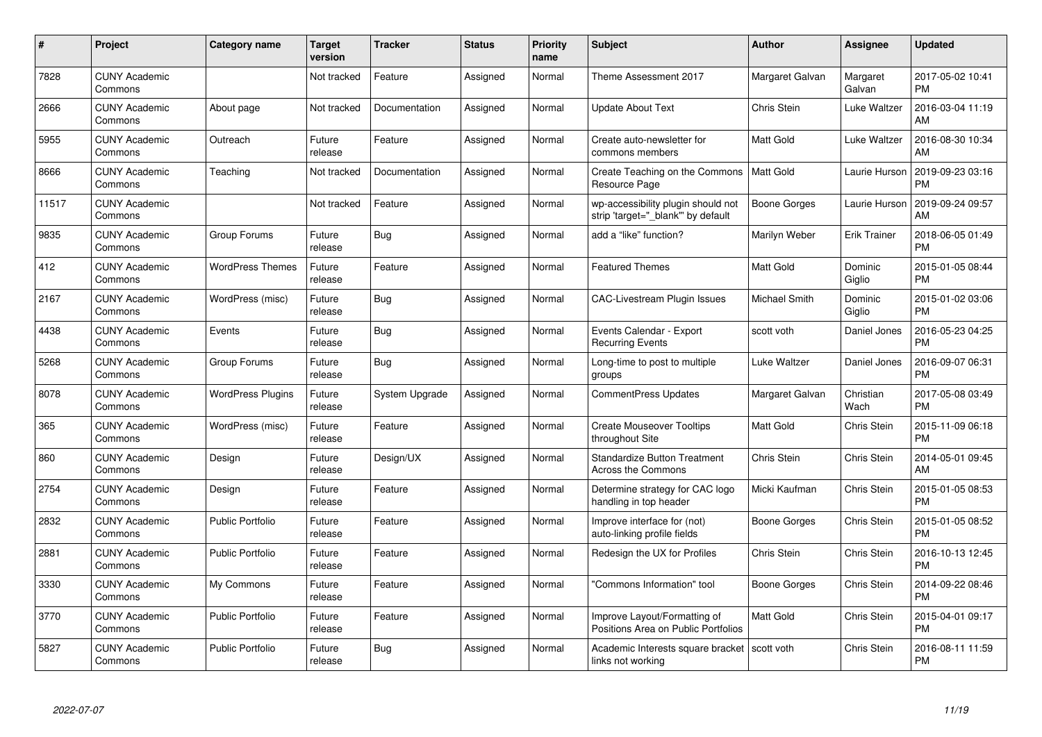| # | Project | Category name | Target version | Tracker | Status | Priority name | Subject | Author | Assignee | Updated |
|---|---|---|---|---|---|---|---|---|---|---|
| 7828 | CUNY Academic Commons | | Not tracked | Feature | Assigned | Normal | Theme Assessment 2017 | Margaret Galvan | Margaret Galvan | 2017-05-02 10:41 PM |
| 2666 | CUNY Academic Commons | About page | Not tracked | Documentation | Assigned | Normal | Update About Text | Chris Stein | Luke Waltzer | 2016-03-04 11:19 AM |
| 5955 | CUNY Academic Commons | Outreach | Future release | Feature | Assigned | Normal | Create auto-newsletter for commons members | Matt Gold | Luke Waltzer | 2016-08-30 10:34 AM |
| 8666 | CUNY Academic Commons | Teaching | Not tracked | Documentation | Assigned | Normal | Create Teaching on the Commons Resource Page | Matt Gold | Laurie Hurson | 2019-09-23 03:16 PM |
| 11517 | CUNY Academic Commons | | Not tracked | Feature | Assigned | Normal | wp-accessibility plugin should not strip 'target="_blank"' by default | Boone Gorges | Laurie Hurson | 2019-09-24 09:57 AM |
| 9835 | CUNY Academic Commons | Group Forums | Future release | Bug | Assigned | Normal | add a "like" function? | Marilyn Weber | Erik Trainer | 2018-06-05 01:49 PM |
| 412 | CUNY Academic Commons | WordPress Themes | Future release | Feature | Assigned | Normal | Featured Themes | Matt Gold | Dominic Giglio | 2015-01-05 08:44 PM |
| 2167 | CUNY Academic Commons | WordPress (misc) | Future release | Bug | Assigned | Normal | CAC-Livestream Plugin Issues | Michael Smith | Dominic Giglio | 2015-01-02 03:06 PM |
| 4438 | CUNY Academic Commons | Events | Future release | Bug | Assigned | Normal | Events Calendar - Export Recurring Events | scott voth | Daniel Jones | 2016-05-23 04:25 PM |
| 5268 | CUNY Academic Commons | Group Forums | Future release | Bug | Assigned | Normal | Long-time to post to multiple groups | Luke Waltzer | Daniel Jones | 2016-09-07 06:31 PM |
| 8078 | CUNY Academic Commons | WordPress Plugins | Future release | System Upgrade | Assigned | Normal | CommentPress Updates | Margaret Galvan | Christian Wach | 2017-05-08 03:49 PM |
| 365 | CUNY Academic Commons | WordPress (misc) | Future release | Feature | Assigned | Normal | Create Mouseover Tooltips throughout Site | Matt Gold | Chris Stein | 2015-11-09 06:18 PM |
| 860 | CUNY Academic Commons | Design | Future release | Design/UX | Assigned | Normal | Standardize Button Treatment Across the Commons | Chris Stein | Chris Stein | 2014-05-01 09:45 AM |
| 2754 | CUNY Academic Commons | Design | Future release | Feature | Assigned | Normal | Determine strategy for CAC logo handling in top header | Micki Kaufman | Chris Stein | 2015-01-05 08:53 PM |
| 2832 | CUNY Academic Commons | Public Portfolio | Future release | Feature | Assigned | Normal | Improve interface for (not) auto-linking profile fields | Boone Gorges | Chris Stein | 2015-01-05 08:52 PM |
| 2881 | CUNY Academic Commons | Public Portfolio | Future release | Feature | Assigned | Normal | Redesign the UX for Profiles | Chris Stein | Chris Stein | 2016-10-13 12:45 PM |
| 3330 | CUNY Academic Commons | My Commons | Future release | Feature | Assigned | Normal | "Commons Information" tool | Boone Gorges | Chris Stein | 2014-09-22 08:46 PM |
| 3770 | CUNY Academic Commons | Public Portfolio | Future release | Feature | Assigned | Normal | Improve Layout/Formatting of Positions Area on Public Portfolios | Matt Gold | Chris Stein | 2015-04-01 09:17 PM |
| 5827 | CUNY Academic Commons | Public Portfolio | Future release | Bug | Assigned | Normal | Academic Interests square bracket links not working | scott voth | Chris Stein | 2016-08-11 11:59 PM |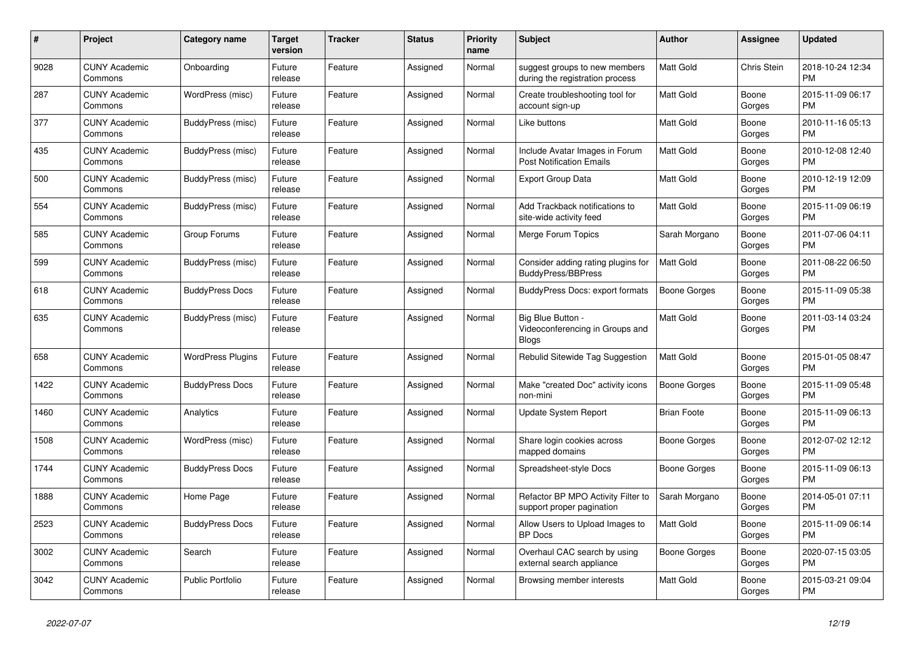| # | Project | Category name | Target version | Tracker | Status | Priority name | Subject | Author | Assignee | Updated |
|---|---|---|---|---|---|---|---|---|---|---|
| 9028 | CUNY Academic Commons | Onboarding | Future release | Feature | Assigned | Normal | suggest groups to new members during the registration process | Matt Gold | Chris Stein | 2018-10-24 12:34 PM |
| 287 | CUNY Academic Commons | WordPress (misc) | Future release | Feature | Assigned | Normal | Create troubleshooting tool for account sign-up | Matt Gold | Boone Gorges | 2015-11-09 06:17 PM |
| 377 | CUNY Academic Commons | BuddyPress (misc) | Future release | Feature | Assigned | Normal | Like buttons | Matt Gold | Boone Gorges | 2010-11-16 05:13 PM |
| 435 | CUNY Academic Commons | BuddyPress (misc) | Future release | Feature | Assigned | Normal | Include Avatar Images in Forum Post Notification Emails | Matt Gold | Boone Gorges | 2010-12-08 12:40 PM |
| 500 | CUNY Academic Commons | BuddyPress (misc) | Future release | Feature | Assigned | Normal | Export Group Data | Matt Gold | Boone Gorges | 2010-12-19 12:09 PM |
| 554 | CUNY Academic Commons | BuddyPress (misc) | Future release | Feature | Assigned | Normal | Add Trackback notifications to site-wide activity feed | Matt Gold | Boone Gorges | 2015-11-09 06:19 PM |
| 585 | CUNY Academic Commons | Group Forums | Future release | Feature | Assigned | Normal | Merge Forum Topics | Sarah Morgano | Boone Gorges | 2011-07-06 04:11 PM |
| 599 | CUNY Academic Commons | BuddyPress (misc) | Future release | Feature | Assigned | Normal | Consider adding rating plugins for BuddyPress/BBPress | Matt Gold | Boone Gorges | 2011-08-22 06:50 PM |
| 618 | CUNY Academic Commons | BuddyPress Docs | Future release | Feature | Assigned | Normal | BuddyPress Docs: export formats | Boone Gorges | Boone Gorges | 2015-11-09 05:38 PM |
| 635 | CUNY Academic Commons | BuddyPress (misc) | Future release | Feature | Assigned | Normal | Big Blue Button - Videoconferencing in Groups and Blogs | Matt Gold | Boone Gorges | 2011-03-14 03:24 PM |
| 658 | CUNY Academic Commons | WordPress Plugins | Future release | Feature | Assigned | Normal | Rebulid Sitewide Tag Suggestion | Matt Gold | Boone Gorges | 2015-01-05 08:47 PM |
| 1422 | CUNY Academic Commons | BuddyPress Docs | Future release | Feature | Assigned | Normal | Make "created Doc" activity icons non-mini | Boone Gorges | Boone Gorges | 2015-11-09 05:48 PM |
| 1460 | CUNY Academic Commons | Analytics | Future release | Feature | Assigned | Normal | Update System Report | Brian Foote | Boone Gorges | 2015-11-09 06:13 PM |
| 1508 | CUNY Academic Commons | WordPress (misc) | Future release | Feature | Assigned | Normal | Share login cookies across mapped domains | Boone Gorges | Boone Gorges | 2012-07-02 12:12 PM |
| 1744 | CUNY Academic Commons | BuddyPress Docs | Future release | Feature | Assigned | Normal | Spreadsheet-style Docs | Boone Gorges | Boone Gorges | 2015-11-09 06:13 PM |
| 1888 | CUNY Academic Commons | Home Page | Future release | Feature | Assigned | Normal | Refactor BP MPO Activity Filter to support proper pagination | Sarah Morgano | Boone Gorges | 2014-05-01 07:11 PM |
| 2523 | CUNY Academic Commons | BuddyPress Docs | Future release | Feature | Assigned | Normal | Allow Users to Upload Images to BP Docs | Matt Gold | Boone Gorges | 2015-11-09 06:14 PM |
| 3002 | CUNY Academic Commons | Search | Future release | Feature | Assigned | Normal | Overhaul CAC search by using external search appliance | Boone Gorges | Boone Gorges | 2020-07-15 03:05 PM |
| 3042 | CUNY Academic Commons | Public Portfolio | Future release | Feature | Assigned | Normal | Browsing member interests | Matt Gold | Boone Gorges | 2015-03-21 09:04 PM |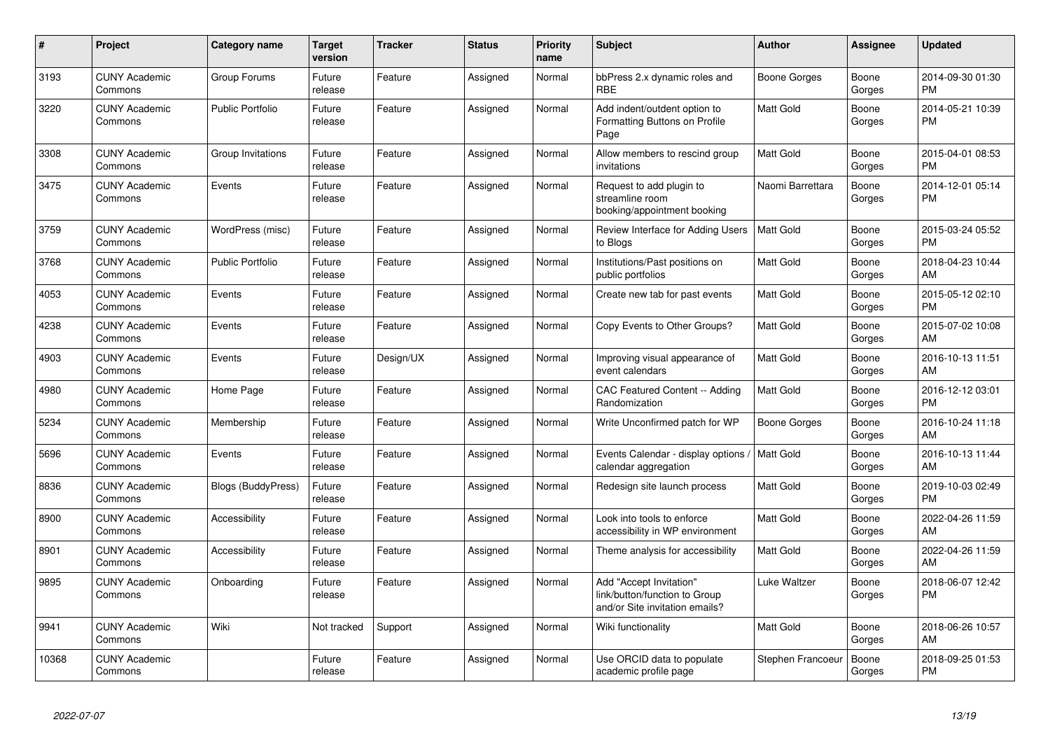| # | Project | Category name | Target version | Tracker | Status | Priority name | Subject | Author | Assignee | Updated |
|---|---|---|---|---|---|---|---|---|---|---|
| 3193 | CUNY Academic Commons | Group Forums | Future release | Feature | Assigned | Normal | bbPress 2.x dynamic roles and RBE | Boone Gorges | Boone Gorges | 2014-09-30 01:30 PM |
| 3220 | CUNY Academic Commons | Public Portfolio | Future release | Feature | Assigned | Normal | Add indent/outdent option to Formatting Buttons on Profile Page | Matt Gold | Boone Gorges | 2014-05-21 10:39 PM |
| 3308 | CUNY Academic Commons | Group Invitations | Future release | Feature | Assigned | Normal | Allow members to rescind group invitations | Matt Gold | Boone Gorges | 2015-04-01 08:53 PM |
| 3475 | CUNY Academic Commons | Events | Future release | Feature | Assigned | Normal | Request to add plugin to streamline room booking/appointment booking | Naomi Barrettara | Boone Gorges | 2014-12-01 05:14 PM |
| 3759 | CUNY Academic Commons | WordPress (misc) | Future release | Feature | Assigned | Normal | Review Interface for Adding Users to Blogs | Matt Gold | Boone Gorges | 2015-03-24 05:52 PM |
| 3768 | CUNY Academic Commons | Public Portfolio | Future release | Feature | Assigned | Normal | Institutions/Past positions on public portfolios | Matt Gold | Boone Gorges | 2018-04-23 10:44 AM |
| 4053 | CUNY Academic Commons | Events | Future release | Feature | Assigned | Normal | Create new tab for past events | Matt Gold | Boone Gorges | 2015-05-12 02:10 PM |
| 4238 | CUNY Academic Commons | Events | Future release | Feature | Assigned | Normal | Copy Events to Other Groups? | Matt Gold | Boone Gorges | 2015-07-02 10:08 AM |
| 4903 | CUNY Academic Commons | Events | Future release | Design/UX | Assigned | Normal | Improving visual appearance of event calendars | Matt Gold | Boone Gorges | 2016-10-13 11:51 AM |
| 4980 | CUNY Academic Commons | Home Page | Future release | Feature | Assigned | Normal | CAC Featured Content -- Adding Randomization | Matt Gold | Boone Gorges | 2016-12-12 03:01 PM |
| 5234 | CUNY Academic Commons | Membership | Future release | Feature | Assigned | Normal | Write Unconfirmed patch for WP | Boone Gorges | Boone Gorges | 2016-10-24 11:18 AM |
| 5696 | CUNY Academic Commons | Events | Future release | Feature | Assigned | Normal | Events Calendar - display options / calendar aggregation | Matt Gold | Boone Gorges | 2016-10-13 11:44 AM |
| 8836 | CUNY Academic Commons | Blogs (BuddyPress) | Future release | Feature | Assigned | Normal | Redesign site launch process | Matt Gold | Boone Gorges | 2019-10-03 02:49 PM |
| 8900 | CUNY Academic Commons | Accessibility | Future release | Feature | Assigned | Normal | Look into tools to enforce accessibility in WP environment | Matt Gold | Boone Gorges | 2022-04-26 11:59 AM |
| 8901 | CUNY Academic Commons | Accessibility | Future release | Feature | Assigned | Normal | Theme analysis for accessibility | Matt Gold | Boone Gorges | 2022-04-26 11:59 AM |
| 9895 | CUNY Academic Commons | Onboarding | Future release | Feature | Assigned | Normal | Add "Accept Invitation" link/button/function to Group and/or Site invitation emails? | Luke Waltzer | Boone Gorges | 2018-06-07 12:42 PM |
| 9941 | CUNY Academic Commons | Wiki | Not tracked | Support | Assigned | Normal | Wiki functionality | Matt Gold | Boone Gorges | 2018-06-26 10:57 AM |
| 10368 | CUNY Academic Commons | | Future release | Feature | Assigned | Normal | Use ORCID data to populate academic profile page | Stephen Francoeur | Boone Gorges | 2018-09-25 01:53 PM |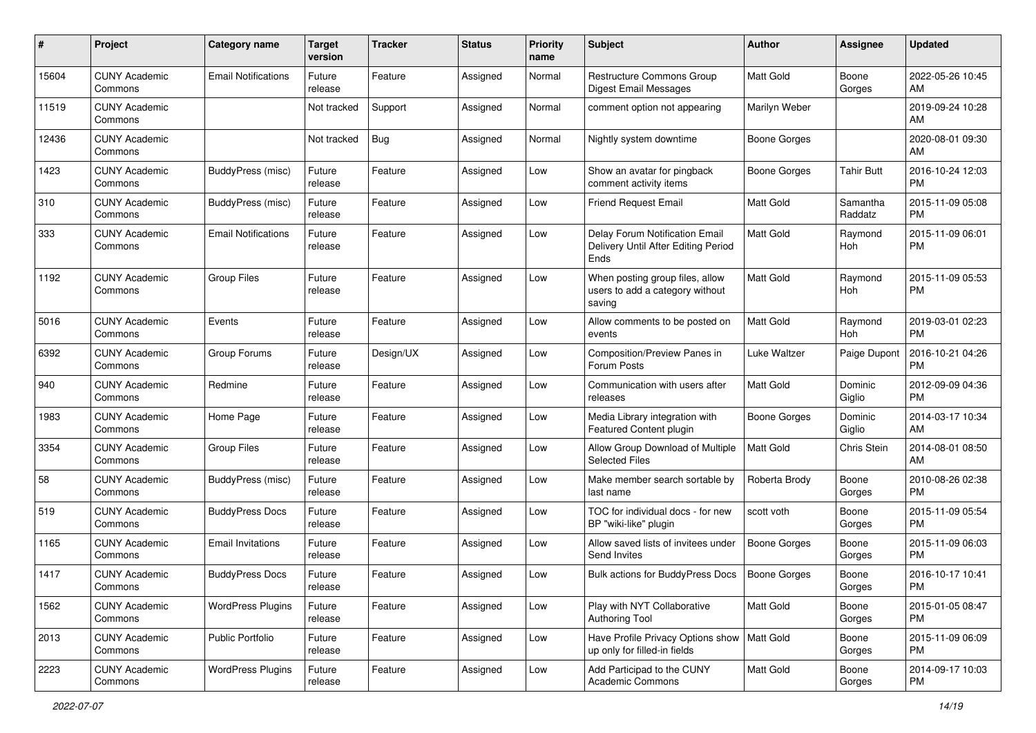| # | Project | Category name | Target version | Tracker | Status | Priority name | Subject | Author | Assignee | Updated |
|---|---|---|---|---|---|---|---|---|---|---|
| 15604 | CUNY Academic Commons | Email Notifications | Future release | Feature | Assigned | Normal | Restructure Commons Group Digest Email Messages | Matt Gold | Boone Gorges | 2022-05-26 10:45 AM |
| 11519 | CUNY Academic Commons | | Not tracked | Support | Assigned | Normal | comment option not appearing | Marilyn Weber | | 2019-09-24 10:28 AM |
| 12436 | CUNY Academic Commons | | Not tracked | Bug | Assigned | Normal | Nightly system downtime | Boone Gorges | | 2020-08-01 09:30 AM |
| 1423 | CUNY Academic Commons | BuddyPress (misc) | Future release | Feature | Assigned | Low | Show an avatar for pingback comment activity items | Boone Gorges | Tahir Butt | 2016-10-24 12:03 PM |
| 310 | CUNY Academic Commons | BuddyPress (misc) | Future release | Feature | Assigned | Low | Friend Request Email | Matt Gold | Samantha Raddatz | 2015-11-09 05:08 PM |
| 333 | CUNY Academic Commons | Email Notifications | Future release | Feature | Assigned | Low | Delay Forum Notification Email Delivery Until After Editing Period Ends | Matt Gold | Raymond Hoh | 2015-11-09 06:01 PM |
| 1192 | CUNY Academic Commons | Group Files | Future release | Feature | Assigned | Low | When posting group files, allow users to add a category without saving | Matt Gold | Raymond Hoh | 2015-11-09 05:53 PM |
| 5016 | CUNY Academic Commons | Events | Future release | Feature | Assigned | Low | Allow comments to be posted on events | Matt Gold | Raymond Hoh | 2019-03-01 02:23 PM |
| 6392 | CUNY Academic Commons | Group Forums | Future release | Design/UX | Assigned | Low | Composition/Preview Panes in Forum Posts | Luke Waltzer | Paige Dupont | 2016-10-21 04:26 PM |
| 940 | CUNY Academic Commons | Redmine | Future release | Feature | Assigned | Low | Communication with users after releases | Matt Gold | Dominic Giglio | 2012-09-09 04:36 PM |
| 1983 | CUNY Academic Commons | Home Page | Future release | Feature | Assigned | Low | Media Library integration with Featured Content plugin | Boone Gorges | Dominic Giglio | 2014-03-17 10:34 AM |
| 3354 | CUNY Academic Commons | Group Files | Future release | Feature | Assigned | Low | Allow Group Download of Multiple Selected Files | Matt Gold | Chris Stein | 2014-08-01 08:50 AM |
| 58 | CUNY Academic Commons | BuddyPress (misc) | Future release | Feature | Assigned | Low | Make member search sortable by last name | Roberta Brody | Boone Gorges | 2010-08-26 02:38 PM |
| 519 | CUNY Academic Commons | BuddyPress Docs | Future release | Feature | Assigned | Low | TOC for individual docs - for new BP "wiki-like" plugin | scott voth | Boone Gorges | 2015-11-09 05:54 PM |
| 1165 | CUNY Academic Commons | Email Invitations | Future release | Feature | Assigned | Low | Allow saved lists of invitees under Send Invites | Boone Gorges | Boone Gorges | 2015-11-09 06:03 PM |
| 1417 | CUNY Academic Commons | BuddyPress Docs | Future release | Feature | Assigned | Low | Bulk actions for BuddyPress Docs | Boone Gorges | Boone Gorges | 2016-10-17 10:41 PM |
| 1562 | CUNY Academic Commons | WordPress Plugins | Future release | Feature | Assigned | Low | Play with NYT Collaborative Authoring Tool | Matt Gold | Boone Gorges | 2015-01-05 08:47 PM |
| 2013 | CUNY Academic Commons | Public Portfolio | Future release | Feature | Assigned | Low | Have Profile Privacy Options show up only for filled-in fields | Matt Gold | Boone Gorges | 2015-11-09 06:09 PM |
| 2223 | CUNY Academic Commons | WordPress Plugins | Future release | Feature | Assigned | Low | Add Participad to the CUNY Academic Commons | Matt Gold | Boone Gorges | 2014-09-17 10:03 PM |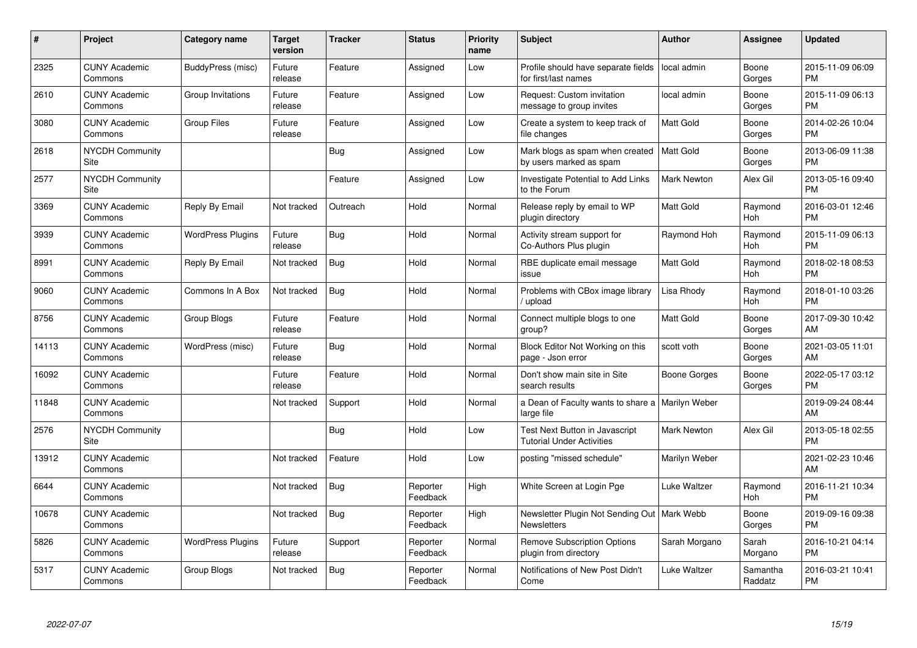| # | Project | Category name | Target version | Tracker | Status | Priority name | Subject | Author | Assignee | Updated |
|---|---|---|---|---|---|---|---|---|---|---|
| 2325 | CUNY Academic Commons | BuddyPress (misc) | Future release | Feature | Assigned | Low | Profile should have separate fields for first/last names | local admin | Boone Gorges | 2015-11-09 06:09 PM |
| 2610 | CUNY Academic Commons | Group Invitations | Future release | Feature | Assigned | Low | Request: Custom invitation message to group invites | local admin | Boone Gorges | 2015-11-09 06:13 PM |
| 3080 | CUNY Academic Commons | Group Files | Future release | Feature | Assigned | Low | Create a system to keep track of file changes | Matt Gold | Boone Gorges | 2014-02-26 10:04 PM |
| 2618 | NYCDH Community Site | | | Bug | Assigned | Low | Mark blogs as spam when created by users marked as spam | Matt Gold | Boone Gorges | 2013-06-09 11:38 PM |
| 2577 | NYCDH Community Site | | | Feature | Assigned | Low | Investigate Potential to Add Links to the Forum | Mark Newton | Alex Gil | 2013-05-16 09:40 PM |
| 3369 | CUNY Academic Commons | Reply By Email | Not tracked | Outreach | Hold | Normal | Release reply by email to WP plugin directory | Matt Gold | Raymond Hoh | 2016-03-01 12:46 PM |
| 3939 | CUNY Academic Commons | WordPress Plugins | Future release | Bug | Hold | Normal | Activity stream support for Co-Authors Plus plugin | Raymond Hoh | Raymond Hoh | 2015-11-09 06:13 PM |
| 8991 | CUNY Academic Commons | Reply By Email | Not tracked | Bug | Hold | Normal | RBE duplicate email message issue | Matt Gold | Raymond Hoh | 2018-02-18 08:53 PM |
| 9060 | CUNY Academic Commons | Commons In A Box | Not tracked | Bug | Hold | Normal | Problems with CBox image library / upload | Lisa Rhody | Raymond Hoh | 2018-01-10 03:26 PM |
| 8756 | CUNY Academic Commons | Group Blogs | Future release | Feature | Hold | Normal | Connect multiple blogs to one group? | Matt Gold | Boone Gorges | 2017-09-30 10:42 AM |
| 14113 | CUNY Academic Commons | WordPress (misc) | Future release | Bug | Hold | Normal | Block Editor Not Working on this page - Json error | scott voth | Boone Gorges | 2021-03-05 11:01 AM |
| 16092 | CUNY Academic Commons | | Future release | Feature | Hold | Normal | Don't show main site in Site search results | Boone Gorges | Boone Gorges | 2022-05-17 03:12 PM |
| 11848 | CUNY Academic Commons | | Not tracked | Support | Hold | Normal | a Dean of Faculty wants to share a large file | Marilyn Weber | | 2019-09-24 08:44 AM |
| 2576 | NYCDH Community Site | | | Bug | Hold | Low | Test Next Button in Javascript Tutorial Under Activities | Mark Newton | Alex Gil | 2013-05-18 02:55 PM |
| 13912 | CUNY Academic Commons | | Not tracked | Feature | Hold | Low | posting "missed schedule" | Marilyn Weber | | 2021-02-23 10:46 AM |
| 6644 | CUNY Academic Commons | | Not tracked | Bug | Reporter Feedback | High | White Screen at Login Pge | Luke Waltzer | Raymond Hoh | 2016-11-21 10:34 PM |
| 10678 | CUNY Academic Commons | | Not tracked | Bug | Reporter Feedback | High | Newsletter Plugin Not Sending Out Newsletters | Mark Webb | Boone Gorges | 2019-09-16 09:38 PM |
| 5826 | CUNY Academic Commons | WordPress Plugins | Future release | Support | Reporter Feedback | Normal | Remove Subscription Options plugin from directory | Sarah Morgano | Sarah Morgano | 2016-10-21 04:14 PM |
| 5317 | CUNY Academic Commons | Group Blogs | Not tracked | Bug | Reporter Feedback | Normal | Notifications of New Post Didn't Come | Luke Waltzer | Samantha Raddatz | 2016-03-21 10:41 PM |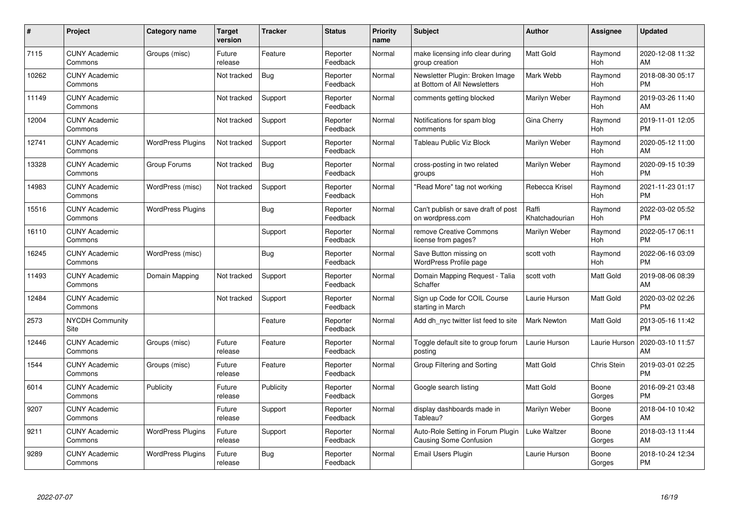| # | Project | Category name | Target version | Tracker | Status | Priority name | Subject | Author | Assignee | Updated |
|---|---|---|---|---|---|---|---|---|---|---|
| 7115 | CUNY Academic Commons | Groups (misc) | Future release | Feature | Reporter Feedback | Normal | make licensing info clear during group creation | Matt Gold | Raymond Hoh | 2020-12-08 11:32 AM |
| 10262 | CUNY Academic Commons | | Not tracked | Bug | Reporter Feedback | Normal | Newsletter Plugin: Broken Image at Bottom of All Newsletters | Mark Webb | Raymond Hoh | 2018-08-30 05:17 PM |
| 11149 | CUNY Academic Commons | | Not tracked | Support | Reporter Feedback | Normal | comments getting blocked | Marilyn Weber | Raymond Hoh | 2019-03-26 11:40 AM |
| 12004 | CUNY Academic Commons | | Not tracked | Support | Reporter Feedback | Normal | Notifications for spam blog comments | Gina Cherry | Raymond Hoh | 2019-11-01 12:05 PM |
| 12741 | CUNY Academic Commons | WordPress Plugins | Not tracked | Support | Reporter Feedback | Normal | Tableau Public Viz Block | Marilyn Weber | Raymond Hoh | 2020-05-12 11:00 AM |
| 13328 | CUNY Academic Commons | Group Forums | Not tracked | Bug | Reporter Feedback | Normal | cross-posting in two related groups | Marilyn Weber | Raymond Hoh | 2020-09-15 10:39 PM |
| 14983 | CUNY Academic Commons | WordPress (misc) | Not tracked | Support | Reporter Feedback | Normal | "Read More" tag not working | Rebecca Krisel | Raymond Hoh | 2021-11-23 01:17 PM |
| 15516 | CUNY Academic Commons | WordPress Plugins | | Bug | Reporter Feedback | Normal | Can't publish or save draft of post on wordpress.com | Raffi Khatchadourian | Raymond Hoh | 2022-03-02 05:52 PM |
| 16110 | CUNY Academic Commons | | | Support | Reporter Feedback | Normal | remove Creative Commons license from pages? | Marilyn Weber | Raymond Hoh | 2022-05-17 06:11 PM |
| 16245 | CUNY Academic Commons | WordPress (misc) | | Bug | Reporter Feedback | Normal | Save Button missing on WordPress Profile page | scott voth | Raymond Hoh | 2022-06-16 03:09 PM |
| 11493 | CUNY Academic Commons | Domain Mapping | Not tracked | Support | Reporter Feedback | Normal | Domain Mapping Request - Talia Schaffer | scott voth | Matt Gold | 2019-08-06 08:39 AM |
| 12484 | CUNY Academic Commons | | Not tracked | Support | Reporter Feedback | Normal | Sign up Code for COIL Course starting in March | Laurie Hurson | Matt Gold | 2020-03-02 02:26 PM |
| 2573 | NYCDH Community Site | | | Feature | Reporter Feedback | Normal | Add dh_nyc twitter list feed to site | Mark Newton | Matt Gold | 2013-05-16 11:42 PM |
| 12446 | CUNY Academic Commons | Groups (misc) | Future release | Feature | Reporter Feedback | Normal | Toggle default site to group forum posting | Laurie Hurson | Laurie Hurson | 2020-03-10 11:57 AM |
| 1544 | CUNY Academic Commons | Groups (misc) | Future release | Feature | Reporter Feedback | Normal | Group Filtering and Sorting | Matt Gold | Chris Stein | 2019-03-01 02:25 PM |
| 6014 | CUNY Academic Commons | Publicity | Future release | Publicity | Reporter Feedback | Normal | Google search listing | Matt Gold | Boone Gorges | 2016-09-21 03:48 PM |
| 9207 | CUNY Academic Commons | | Future release | Support | Reporter Feedback | Normal | display dashboards made in Tableau? | Marilyn Weber | Boone Gorges | 2018-04-10 10:42 AM |
| 9211 | CUNY Academic Commons | WordPress Plugins | Future release | Support | Reporter Feedback | Normal | Auto-Role Setting in Forum Plugin Causing Some Confusion | Luke Waltzer | Boone Gorges | 2018-03-13 11:44 AM |
| 9289 | CUNY Academic Commons | WordPress Plugins | Future release | Bug | Reporter Feedback | Normal | Email Users Plugin | Laurie Hurson | Boone Gorges | 2018-10-24 12:34 PM |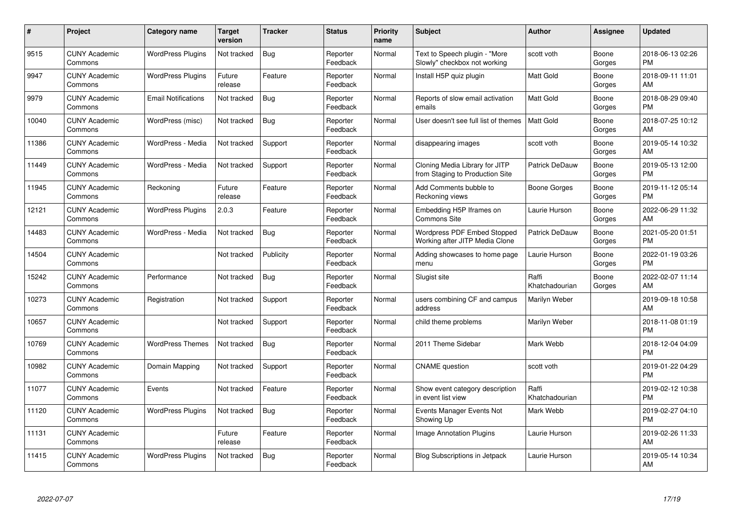| # | Project | Category name | Target version | Tracker | Status | Priority name | Subject | Author | Assignee | Updated |
|---|---|---|---|---|---|---|---|---|---|---|
| 9515 | CUNY Academic Commons | WordPress Plugins | Not tracked | Bug | Reporter Feedback | Normal | Text to Speech plugin - "More Slowly" checkbox not working | scott voth | Boone Gorges | 2018-06-13 02:26 PM |
| 9947 | CUNY Academic Commons | WordPress Plugins | Future release | Feature | Reporter Feedback | Normal | Install H5P quiz plugin | Matt Gold | Boone Gorges | 2018-09-11 11:01 AM |
| 9979 | CUNY Academic Commons | Email Notifications | Not tracked | Bug | Reporter Feedback | Normal | Reports of slow email activation emails | Matt Gold | Boone Gorges | 2018-08-29 09:40 PM |
| 10040 | CUNY Academic Commons | WordPress (misc) | Not tracked | Bug | Reporter Feedback | Normal | User doesn't see full list of themes | Matt Gold | Boone Gorges | 2018-07-25 10:12 AM |
| 11386 | CUNY Academic Commons | WordPress - Media | Not tracked | Support | Reporter Feedback | Normal | disappearing images | scott voth | Boone Gorges | 2019-05-14 10:32 AM |
| 11449 | CUNY Academic Commons | WordPress - Media | Not tracked | Support | Reporter Feedback | Normal | Cloning Media Library for JITP from Staging to Production Site | Patrick DeDauw | Boone Gorges | 2019-05-13 12:00 PM |
| 11945 | CUNY Academic Commons | Reckoning | Future release | Feature | Reporter Feedback | Normal | Add Comments bubble to Reckoning views | Boone Gorges | Boone Gorges | 2019-11-12 05:14 PM |
| 12121 | CUNY Academic Commons | WordPress Plugins | 2.0.3 | Feature | Reporter Feedback | Normal | Embedding H5P Iframes on Commons Site | Laurie Hurson | Boone Gorges | 2022-06-29 11:32 AM |
| 14483 | CUNY Academic Commons | WordPress - Media | Not tracked | Bug | Reporter Feedback | Normal | Wordpress PDF Embed Stopped Working after JITP Media Clone | Patrick DeDauw | Boone Gorges | 2021-05-20 01:51 PM |
| 14504 | CUNY Academic Commons | | Not tracked | Publicity | Reporter Feedback | Normal | Adding showcases to home page menu | Laurie Hurson | Boone Gorges | 2022-01-19 03:26 PM |
| 15242 | CUNY Academic Commons | Performance | Not tracked | Bug | Reporter Feedback | Normal | Slugist site | Raffi Khatchadourian | Boone Gorges | 2022-02-07 11:14 AM |
| 10273 | CUNY Academic Commons | Registration | Not tracked | Support | Reporter Feedback | Normal | users combining CF and campus address | Marilyn Weber | | 2019-09-18 10:58 AM |
| 10657 | CUNY Academic Commons | | Not tracked | Support | Reporter Feedback | Normal | child theme problems | Marilyn Weber | | 2018-11-08 01:19 PM |
| 10769 | CUNY Academic Commons | WordPress Themes | Not tracked | Bug | Reporter Feedback | Normal | 2011 Theme Sidebar | Mark Webb | | 2018-12-04 04:09 PM |
| 10982 | CUNY Academic Commons | Domain Mapping | Not tracked | Support | Reporter Feedback | Normal | CNAME question | scott voth | | 2019-01-22 04:29 PM |
| 11077 | CUNY Academic Commons | Events | Not tracked | Feature | Reporter Feedback | Normal | Show event category description in event list view | Raffi Khatchadourian | | 2019-02-12 10:38 PM |
| 11120 | CUNY Academic Commons | WordPress Plugins | Not tracked | Bug | Reporter Feedback | Normal | Events Manager Events Not Showing Up | Mark Webb | | 2019-02-27 04:10 PM |
| 11131 | CUNY Academic Commons | | Future release | Feature | Reporter Feedback | Normal | Image Annotation Plugins | Laurie Hurson | | 2019-02-26 11:33 AM |
| 11415 | CUNY Academic Commons | WordPress Plugins | Not tracked | Bug | Reporter Feedback | Normal | Blog Subscriptions in Jetpack | Laurie Hurson | | 2019-05-14 10:34 AM |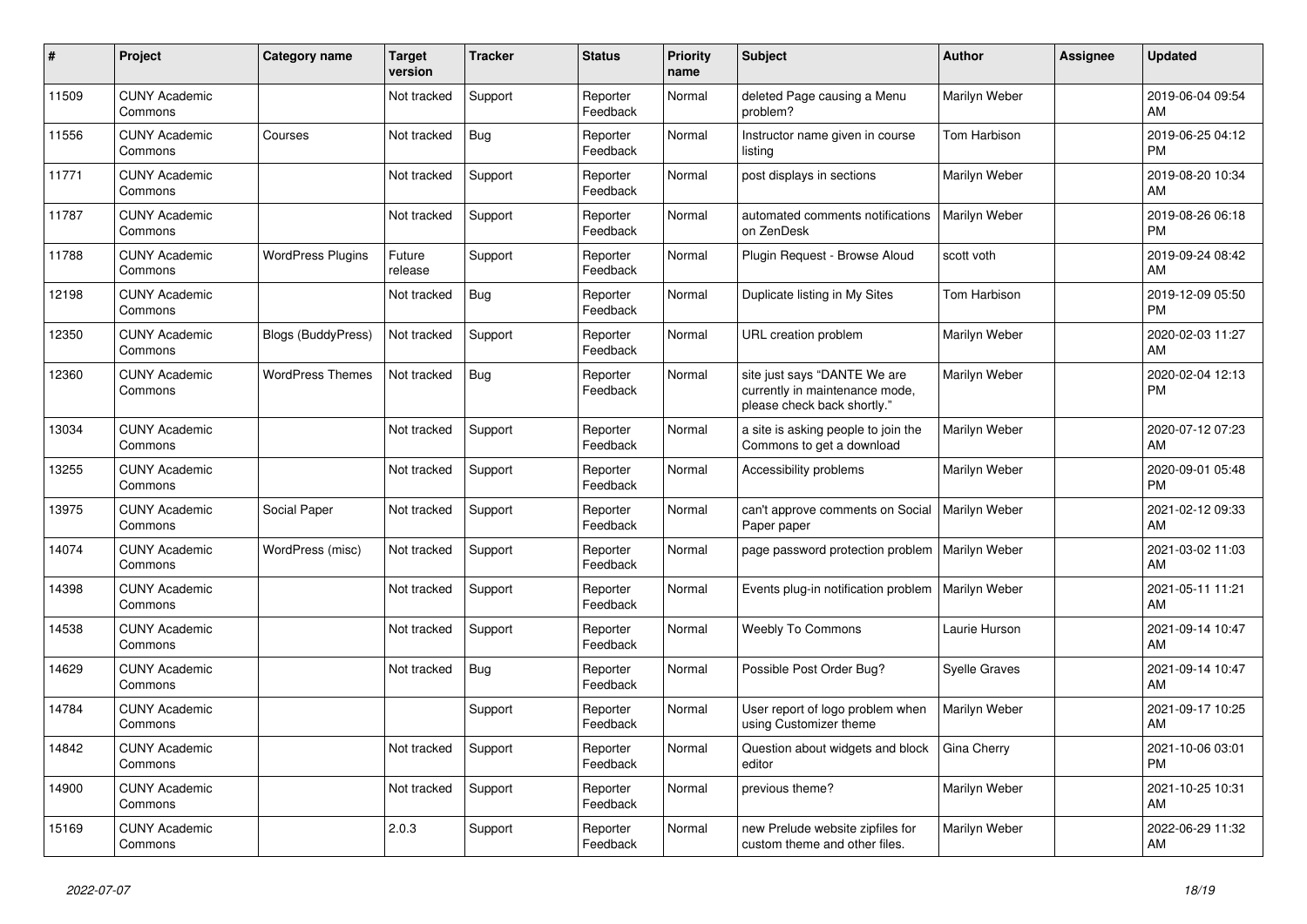| # | Project | Category name | Target version | Tracker | Status | Priority name | Subject | Author | Assignee | Updated |
|---|---|---|---|---|---|---|---|---|---|---|
| 11509 | CUNY Academic Commons | | Not tracked | Support | Reporter Feedback | Normal | deleted Page causing a Menu problem? | Marilyn Weber | | 2019-06-04 09:54 AM |
| 11556 | CUNY Academic Commons | Courses | Not tracked | Bug | Reporter Feedback | Normal | Instructor name given in course listing | Tom Harbison | | 2019-06-25 04:12 PM |
| 11771 | CUNY Academic Commons | | Not tracked | Support | Reporter Feedback | Normal | post displays in sections | Marilyn Weber | | 2019-08-20 10:34 AM |
| 11787 | CUNY Academic Commons | | Not tracked | Support | Reporter Feedback | Normal | automated comments notifications on ZenDesk | Marilyn Weber | | 2019-08-26 06:18 PM |
| 11788 | CUNY Academic Commons | WordPress Plugins | Future release | Support | Reporter Feedback | Normal | Plugin Request - Browse Aloud | scott voth | | 2019-09-24 08:42 AM |
| 12198 | CUNY Academic Commons | | Not tracked | Bug | Reporter Feedback | Normal | Duplicate listing in My Sites | Tom Harbison | | 2019-12-09 05:50 PM |
| 12350 | CUNY Academic Commons | Blogs (BuddyPress) | Not tracked | Support | Reporter Feedback | Normal | URL creation problem | Marilyn Weber | | 2020-02-03 11:27 AM |
| 12360 | CUNY Academic Commons | WordPress Themes | Not tracked | Bug | Reporter Feedback | Normal | site just says "DANTE We are currently in maintenance mode, please check back shortly." | Marilyn Weber | | 2020-02-04 12:13 PM |
| 13034 | CUNY Academic Commons | | Not tracked | Support | Reporter Feedback | Normal | a site is asking people to join the Commons to get a download | Marilyn Weber | | 2020-07-12 07:23 AM |
| 13255 | CUNY Academic Commons | | Not tracked | Support | Reporter Feedback | Normal | Accessibility problems | Marilyn Weber | | 2020-09-01 05:48 PM |
| 13975 | CUNY Academic Commons | Social Paper | Not tracked | Support | Reporter Feedback | Normal | can't approve comments on Social Paper paper | Marilyn Weber | | 2021-02-12 09:33 AM |
| 14074 | CUNY Academic Commons | WordPress (misc) | Not tracked | Support | Reporter Feedback | Normal | page password protection problem | Marilyn Weber | | 2021-03-02 11:03 AM |
| 14398 | CUNY Academic Commons | | Not tracked | Support | Reporter Feedback | Normal | Events plug-in notification problem | Marilyn Weber | | 2021-05-11 11:21 AM |
| 14538 | CUNY Academic Commons | | Not tracked | Support | Reporter Feedback | Normal | Weebly To Commons | Laurie Hurson | | 2021-09-14 10:47 AM |
| 14629 | CUNY Academic Commons | | Not tracked | Bug | Reporter Feedback | Normal | Possible Post Order Bug? | Syelle Graves | | 2021-09-14 10:47 AM |
| 14784 | CUNY Academic Commons | | | Support | Reporter Feedback | Normal | User report of logo problem when using Customizer theme | Marilyn Weber | | 2021-09-17 10:25 AM |
| 14842 | CUNY Academic Commons | | Not tracked | Support | Reporter Feedback | Normal | Question about widgets and block editor | Gina Cherry | | 2021-10-06 03:01 PM |
| 14900 | CUNY Academic Commons | | Not tracked | Support | Reporter Feedback | Normal | previous theme? | Marilyn Weber | | 2021-10-25 10:31 AM |
| 15169 | CUNY Academic Commons | | 2.0.3 | Support | Reporter Feedback | Normal | new Prelude website zipfiles for custom theme and other files. | Marilyn Weber | | 2022-06-29 11:32 AM |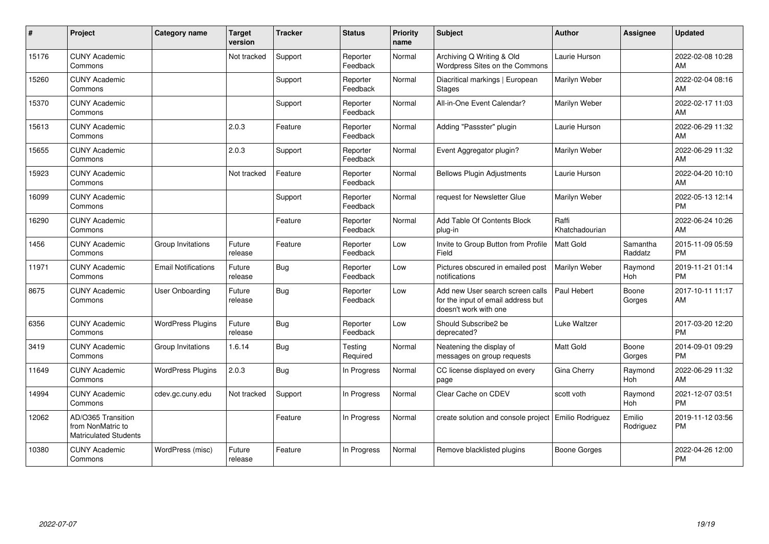| # | Project | Category name | Target version | Tracker | Status | Priority name | Subject | Author | Assignee | Updated |
|---|---|---|---|---|---|---|---|---|---|---|
| 15176 | CUNY Academic Commons | | Not tracked | Support | Reporter Feedback | Normal | Archiving Q Writing & Old Wordpress Sites on the Commons | Laurie Hurson | | 2022-02-08 10:28 AM |
| 15260 | CUNY Academic Commons | | | Support | Reporter Feedback | Normal | Diacritical markings \| European Stages | Marilyn Weber | | 2022-02-04 08:16 AM |
| 15370 | CUNY Academic Commons | | | Support | Reporter Feedback | Normal | All-in-One Event Calendar? | Marilyn Weber | | 2022-02-17 11:03 AM |
| 15613 | CUNY Academic Commons | | 2.0.3 | Feature | Reporter Feedback | Normal | Adding "Passster" plugin | Laurie Hurson | | 2022-06-29 11:32 AM |
| 15655 | CUNY Academic Commons | | 2.0.3 | Support | Reporter Feedback | Normal | Event Aggregator plugin? | Marilyn Weber | | 2022-06-29 11:32 AM |
| 15923 | CUNY Academic Commons | | Not tracked | Feature | Reporter Feedback | Normal | Bellows Plugin Adjustments | Laurie Hurson | | 2022-04-20 10:10 AM |
| 16099 | CUNY Academic Commons | | | Support | Reporter Feedback | Normal | request for Newsletter Glue | Marilyn Weber | | 2022-05-13 12:14 PM |
| 16290 | CUNY Academic Commons | | | Feature | Reporter Feedback | Normal | Add Table Of Contents Block plug-in | Raffi Khatchadourian | | 2022-06-24 10:26 AM |
| 1456 | CUNY Academic Commons | Group Invitations | Future release | Feature | Reporter Feedback | Low | Invite to Group Button from Profile Field | Matt Gold | Samantha Raddatz | 2015-11-09 05:59 PM |
| 11971 | CUNY Academic Commons | Email Notifications | Future release | Bug | Reporter Feedback | Low | Pictures obscured in emailed post notifications | Marilyn Weber | Raymond Hoh | 2019-11-21 01:14 PM |
| 8675 | CUNY Academic Commons | User Onboarding | Future release | Bug | Reporter Feedback | Low | Add new User search screen calls for the input of email address but doesn't work with one | Paul Hebert | Boone Gorges | 2017-10-11 11:17 AM |
| 6356 | CUNY Academic Commons | WordPress Plugins | Future release | Bug | Reporter Feedback | Low | Should Subscribe2 be deprecated? | Luke Waltzer | | 2017-03-20 12:20 PM |
| 3419 | CUNY Academic Commons | Group Invitations | 1.6.14 | Bug | Testing Required | Normal | Neatening the display of messages on group requests | Matt Gold | Boone Gorges | 2014-09-01 09:29 PM |
| 11649 | CUNY Academic Commons | WordPress Plugins | 2.0.3 | Bug | In Progress | Normal | CC license displayed on every page | Gina Cherry | Raymond Hoh | 2022-06-29 11:32 AM |
| 14994 | CUNY Academic Commons | cdev.gc.cuny.edu | Not tracked | Support | In Progress | Normal | Clear Cache on CDEV | scott voth | Raymond Hoh | 2021-12-07 03:51 PM |
| 12062 | AD/O365 Transition from NonMatric to Matriculated Students | | | Feature | In Progress | Normal | create solution and console project | Emilio Rodriguez | Emilio Rodriguez | 2019-11-12 03:56 PM |
| 10380 | CUNY Academic Commons | WordPress (misc) | Future release | Feature | In Progress | Normal | Remove blacklisted plugins | Boone Gorges | | 2022-04-26 12:00 PM |